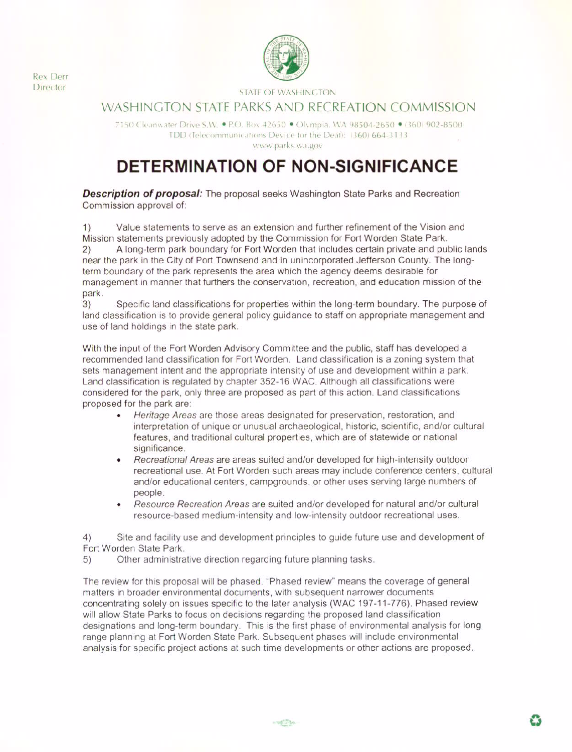Rex Derr
Director

STATE OF WASHINGTON

WASHINGTON STATE PARKS AND RECREATION COMMISSION

7150 Cleanwater Drive S.W. • P.O. Box 42650 • Olympia, WA 98504-2650 • (360) 902-8500
TDD (Telecommunications Device for the Deaf): (360) 664-3133
www.parks.wa.gov

# DETERMINATION OF NON-SIGNIFICANCE

***Description of proposal:*** The proposal seeks Washington State Parks and Recreation Commission approval of:

1) Value statements to serve as an extension and further refinement of the Vision and Mission statements previously adopted by the Commission for Fort Worden State Park.
2) A long-term park boundary for Fort Worden that includes certain private and public lands near the park in the City of Port Townsend and in unincorporated Jefferson County. The long-term boundary of the park represents the area which the agency deems desirable for management in manner that furthers the conservation, recreation, and education mission of the park.
3) Specific land classifications for properties within the long-term boundary. The purpose of land classification is to provide general policy guidance to staff on appropriate management and use of land holdings in the state park.

With the input of the Fort Worden Advisory Committee and the public, staff has developed a recommended land classification for Fort Worden. Land classification is a zoning system that sets management intent and the appropriate intensity of use and development within a park. Land classification is regulated by chapter 352-16 WAC. Although all classifications were considered for the park, only three are proposed as part of this action. Land classifications proposed for the park are:

- *Heritage Areas* are those areas designated for preservation, restoration, and interpretation of unique or unusual archaeological, historic, scientific, and/or cultural features, and traditional cultural properties, which are of statewide or national significance.
- *Recreational Areas* are areas suited and/or developed for high-intensity outdoor recreational use. At Fort Worden such areas may include conference centers, cultural and/or educational centers, campgrounds, or other uses serving large numbers of people.
- *Resource Recreation Areas* are suited and/or developed for natural and/or cultural resource-based medium-intensity and low-intensity outdoor recreational uses.

4) Site and facility use and development principles to guide future use and development of Fort Worden State Park.
5) Other administrative direction regarding future planning tasks.

The review for this proposal will be phased. "Phased review" means the coverage of general matters in broader environmental documents, with subsequent narrower documents concentrating solely on issues specific to the later analysis (WAC 197-11-776). Phased review will allow State Parks to focus on decisions regarding the proposed land classification designations and long-term boundary. This is the first phase of environmental analysis for long range planning at Fort Worden State Park. Subsequent phases will include environmental analysis for specific project actions at such time developments or other actions are proposed.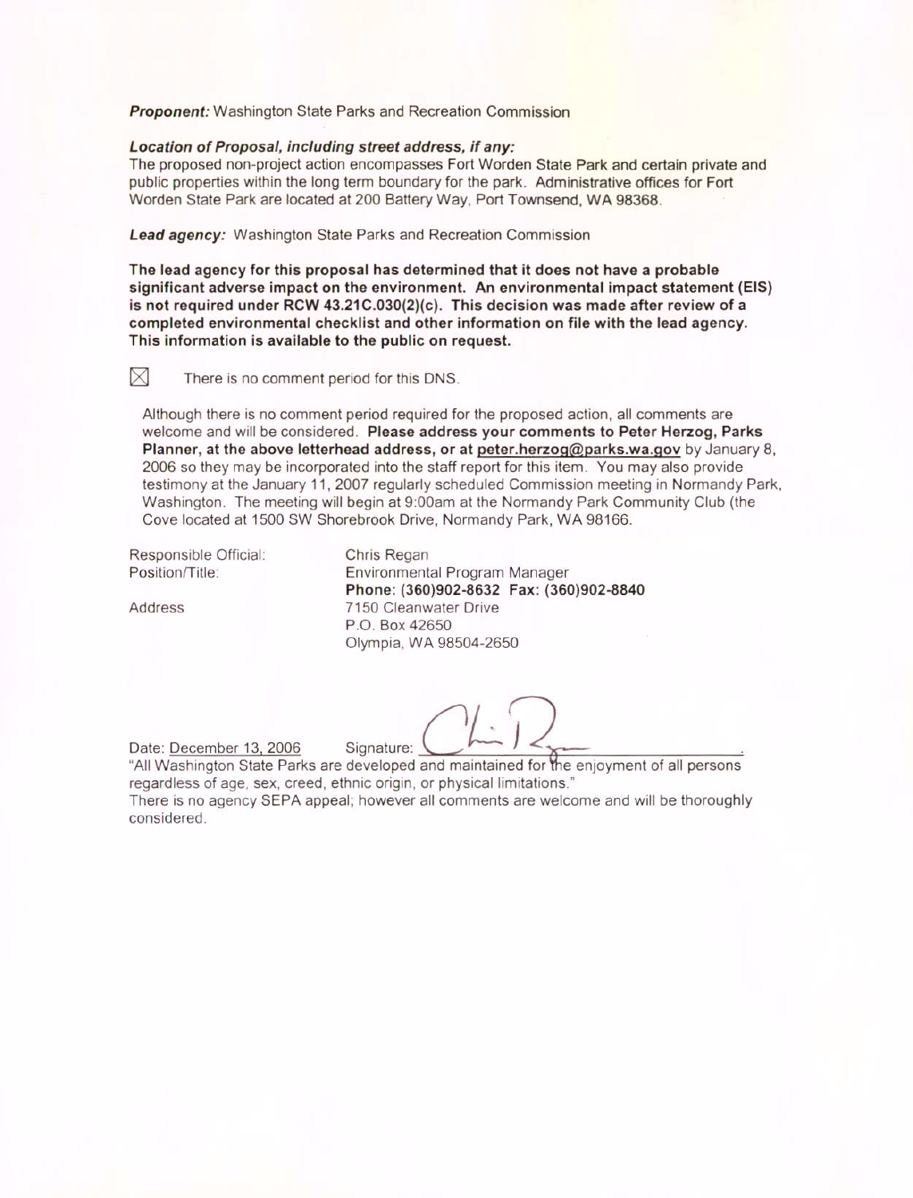***Proponent:*** Washington State Parks and Recreation Commission

***Location of Proposal, including street address, if any:***
The proposed non-project action encompasses Fort Worden State Park and certain private and public properties within the long term boundary for the park. Administrative offices for Fort Worden State Park are located at 200 Battery Way, Port Townsend, WA 98368.

***Lead agency:*** Washington State Parks and Recreation Commission

**The lead agency for this proposal has determined that it does not have a probable significant adverse impact on the environment. An environmental impact statement (EIS) is not required under RCW 43.21C.030(2)(c). This decision was made after review of a completed environmental checklist and other information on file with the lead agency. This information is available to the public on request.**

☒ There is no comment period for this DNS.

Although there is no comment period required for the proposed action, all comments are welcome and will be considered. **Please address your comments to Peter Herzog, Parks Planner, at the above letterhead address, or at peter.herzog@parks.wa.gov** by January 8, 2006 so they may be incorporated into the staff report for this item. You may also provide testimony at the January 11, 2007 regularly scheduled Commission meeting in Normandy Park, Washington. The meeting will begin at 9:00am at the Normandy Park Community Club (the Cove located at 1500 SW Shorebrook Drive, Normandy Park, WA 98166.

Responsible Official: Chris Regan
Position/Title: Environmental Program Manager
**Phone: (360)902-8632 Fax: (360)902-8840**
Address 7150 Cleanwater Drive
P.O. Box 42650
Olympia, WA 98504-2650

Date: December 13, 2006 Signature: ______________________.

"All Washington State Parks are developed and maintained for the enjoyment of all persons regardless of age, sex, creed, ethnic origin, or physical limitations."
There is no agency SEPA appeal; however all comments are welcome and will be thoroughly considered.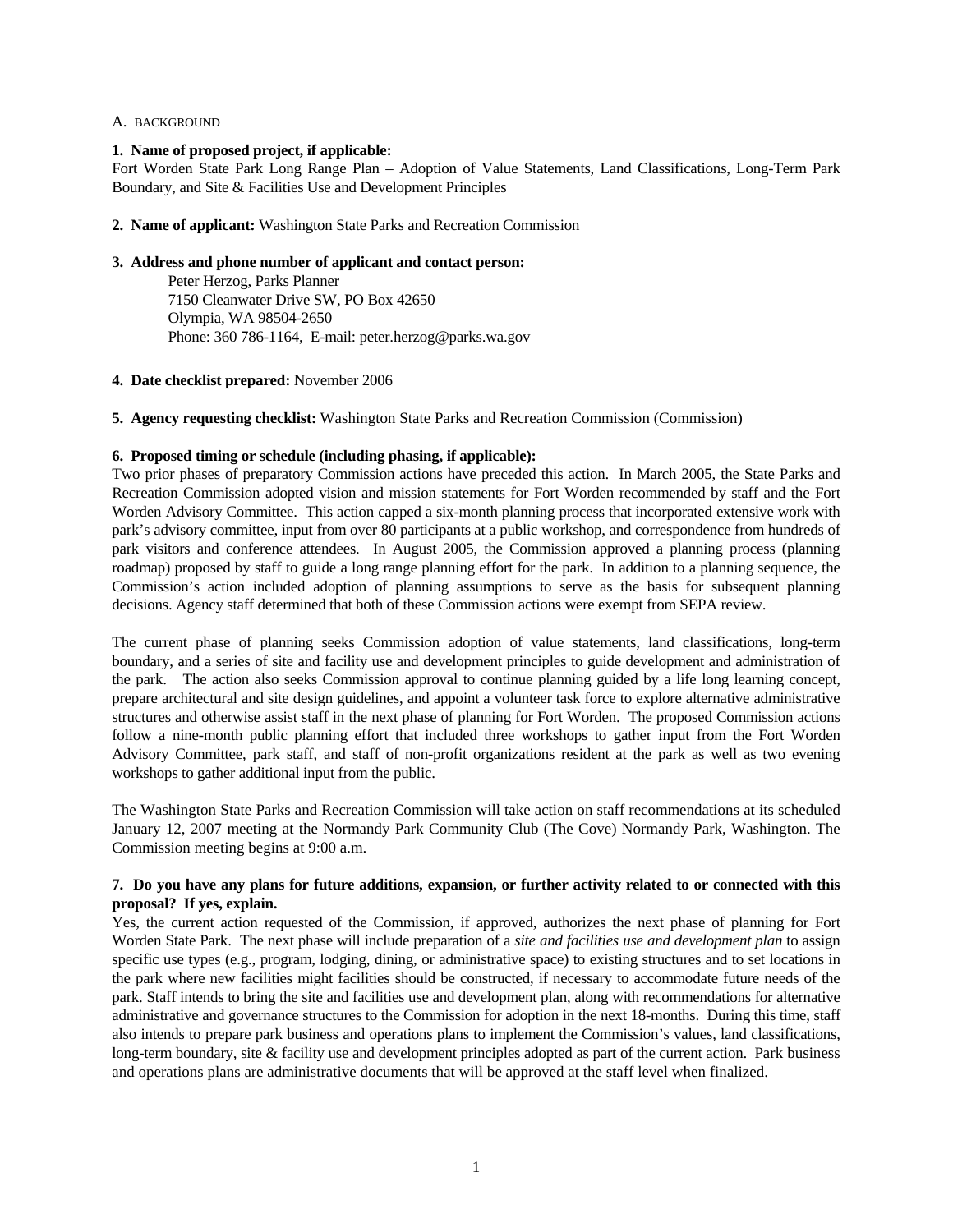## A. BACKGROUND

**1. Name of proposed project, if applicable:**
Fort Worden State Park Long Range Plan – Adoption of Value Statements, Land Classifications, Long-Term Park Boundary, and Site & Facilities Use and Development Principles

**2. Name of applicant:** Washington State Parks and Recreation Commission

**3. Address and phone number of applicant and contact person:**

Peter Herzog, Parks Planner
7150 Cleanwater Drive SW, PO Box 42650
Olympia, WA 98504-2650
Phone: 360 786-1164, E-mail: peter.herzog@parks.wa.gov

**4. Date checklist prepared:** November 2006

**5. Agency requesting checklist:** Washington State Parks and Recreation Commission (Commission)

**6. Proposed timing or schedule (including phasing, if applicable):**
Two prior phases of preparatory Commission actions have preceded this action. In March 2005, the State Parks and Recreation Commission adopted vision and mission statements for Fort Worden recommended by staff and the Fort Worden Advisory Committee. This action capped a six-month planning process that incorporated extensive work with park's advisory committee, input from over 80 participants at a public workshop, and correspondence from hundreds of park visitors and conference attendees. In August 2005, the Commission approved a planning process (planning roadmap) proposed by staff to guide a long range planning effort for the park. In addition to a planning sequence, the Commission's action included adoption of planning assumptions to serve as the basis for subsequent planning decisions. Agency staff determined that both of these Commission actions were exempt from SEPA review.

The current phase of planning seeks Commission adoption of value statements, land classifications, long-term boundary, and a series of site and facility use and development principles to guide development and administration of the park. The action also seeks Commission approval to continue planning guided by a life long learning concept, prepare architectural and site design guidelines, and appoint a volunteer task force to explore alternative administrative structures and otherwise assist staff in the next phase of planning for Fort Worden. The proposed Commission actions follow a nine-month public planning effort that included three workshops to gather input from the Fort Worden Advisory Committee, park staff, and staff of non-profit organizations resident at the park as well as two evening workshops to gather additional input from the public.

The Washington State Parks and Recreation Commission will take action on staff recommendations at its scheduled January 12, 2007 meeting at the Normandy Park Community Club (The Cove) Normandy Park, Washington. The Commission meeting begins at 9:00 a.m.

**7. Do you have any plans for future additions, expansion, or further activity related to or connected with this proposal? If yes, explain.**
Yes, the current action requested of the Commission, if approved, authorizes the next phase of planning for Fort Worden State Park. The next phase will include preparation of a *site and facilities use and development plan* to assign specific use types (e.g., program, lodging, dining, or administrative space) to existing structures and to set locations in the park where new facilities might facilities should be constructed, if necessary to accommodate future needs of the park. Staff intends to bring the site and facilities use and development plan, along with recommendations for alternative administrative and governance structures to the Commission for adoption in the next 18-months. During this time, staff also intends to prepare park business and operations plans to implement the Commission's values, land classifications, long-term boundary, site & facility use and development principles adopted as part of the current action. Park business and operations plans are administrative documents that will be approved at the staff level when finalized.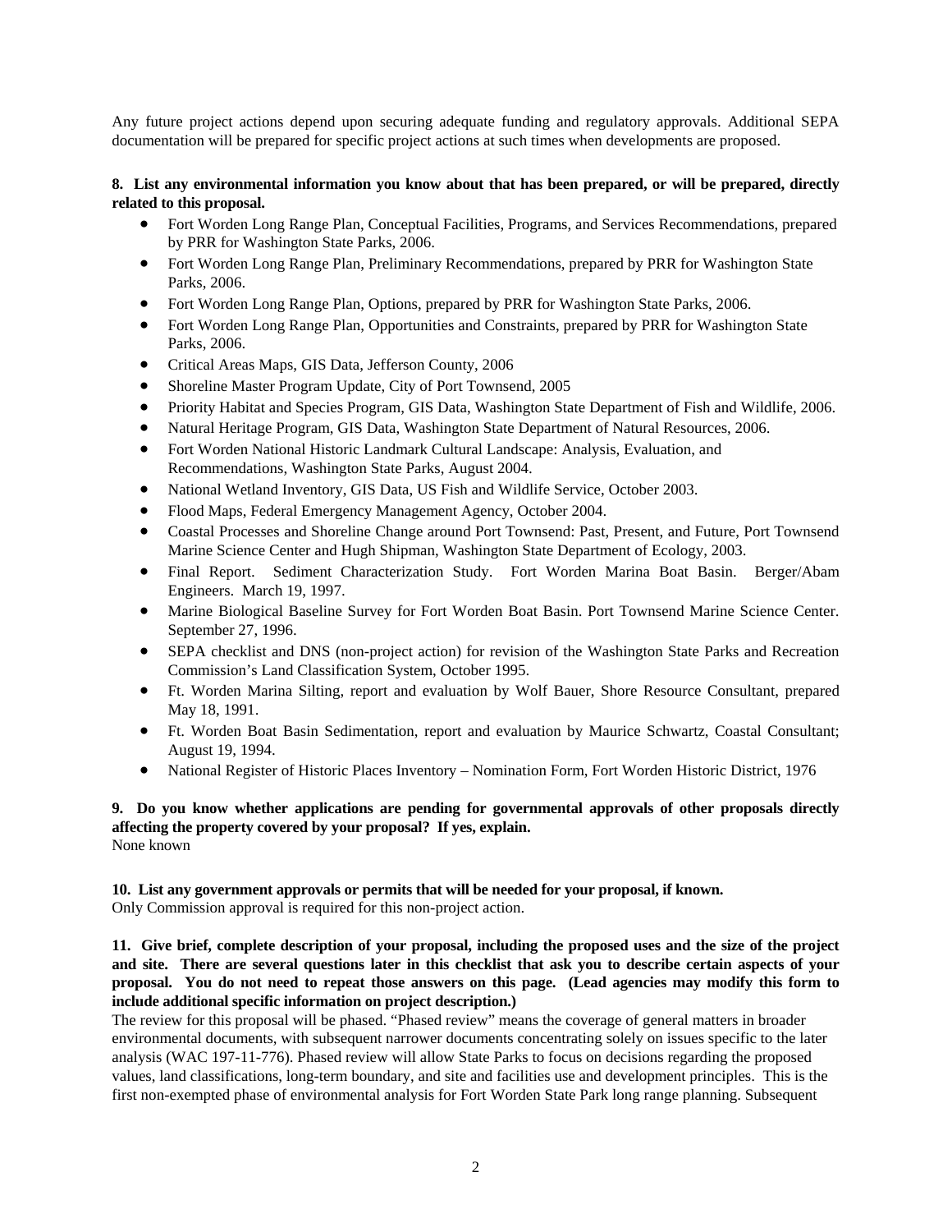Any future project actions depend upon securing adequate funding and regulatory approvals. Additional SEPA documentation will be prepared for specific project actions at such times when developments are proposed.

**8. List any environmental information you know about that has been prepared, or will be prepared, directly related to this proposal.**

- Fort Worden Long Range Plan, Conceptual Facilities, Programs, and Services Recommendations, prepared by PRR for Washington State Parks, 2006.
- Fort Worden Long Range Plan, Preliminary Recommendations, prepared by PRR for Washington State Parks, 2006.
- Fort Worden Long Range Plan, Options, prepared by PRR for Washington State Parks, 2006.
- Fort Worden Long Range Plan, Opportunities and Constraints, prepared by PRR for Washington State Parks, 2006.
- Critical Areas Maps, GIS Data, Jefferson County, 2006
- Shoreline Master Program Update, City of Port Townsend, 2005
- Priority Habitat and Species Program, GIS Data, Washington State Department of Fish and Wildlife, 2006.
- Natural Heritage Program, GIS Data, Washington State Department of Natural Resources, 2006.
- Fort Worden National Historic Landmark Cultural Landscape: Analysis, Evaluation, and Recommendations, Washington State Parks, August 2004.
- National Wetland Inventory, GIS Data, US Fish and Wildlife Service, October 2003.
- Flood Maps, Federal Emergency Management Agency, October 2004.
- Coastal Processes and Shoreline Change around Port Townsend: Past, Present, and Future, Port Townsend Marine Science Center and Hugh Shipman, Washington State Department of Ecology, 2003.
- Final Report. Sediment Characterization Study. Fort Worden Marina Boat Basin. Berger/Abam Engineers. March 19, 1997.
- Marine Biological Baseline Survey for Fort Worden Boat Basin. Port Townsend Marine Science Center. September 27, 1996.
- SEPA checklist and DNS (non-project action) for revision of the Washington State Parks and Recreation Commission's Land Classification System, October 1995.
- Ft. Worden Marina Silting, report and evaluation by Wolf Bauer, Shore Resource Consultant, prepared May 18, 1991.
- Ft. Worden Boat Basin Sedimentation, report and evaluation by Maurice Schwartz, Coastal Consultant; August 19, 1994.
- National Register of Historic Places Inventory – Nomination Form, Fort Worden Historic District, 1976

**9. Do you know whether applications are pending for governmental approvals of other proposals directly affecting the property covered by your proposal? If yes, explain.**
None known

**10. List any government approvals or permits that will be needed for your proposal, if known.**
Only Commission approval is required for this non-project action.

**11. Give brief, complete description of your proposal, including the proposed uses and the size of the project and site. There are several questions later in this checklist that ask you to describe certain aspects of your proposal. You do not need to repeat those answers on this page. (Lead agencies may modify this form to include additional specific information on project description.)**
The review for this proposal will be phased. "Phased review" means the coverage of general matters in broader environmental documents, with subsequent narrower documents concentrating solely on issues specific to the later analysis (WAC 197-11-776). Phased review will allow State Parks to focus on decisions regarding the proposed values, land classifications, long-term boundary, and site and facilities use and development principles. This is the first non-exempted phase of environmental analysis for Fort Worden State Park long range planning. Subsequent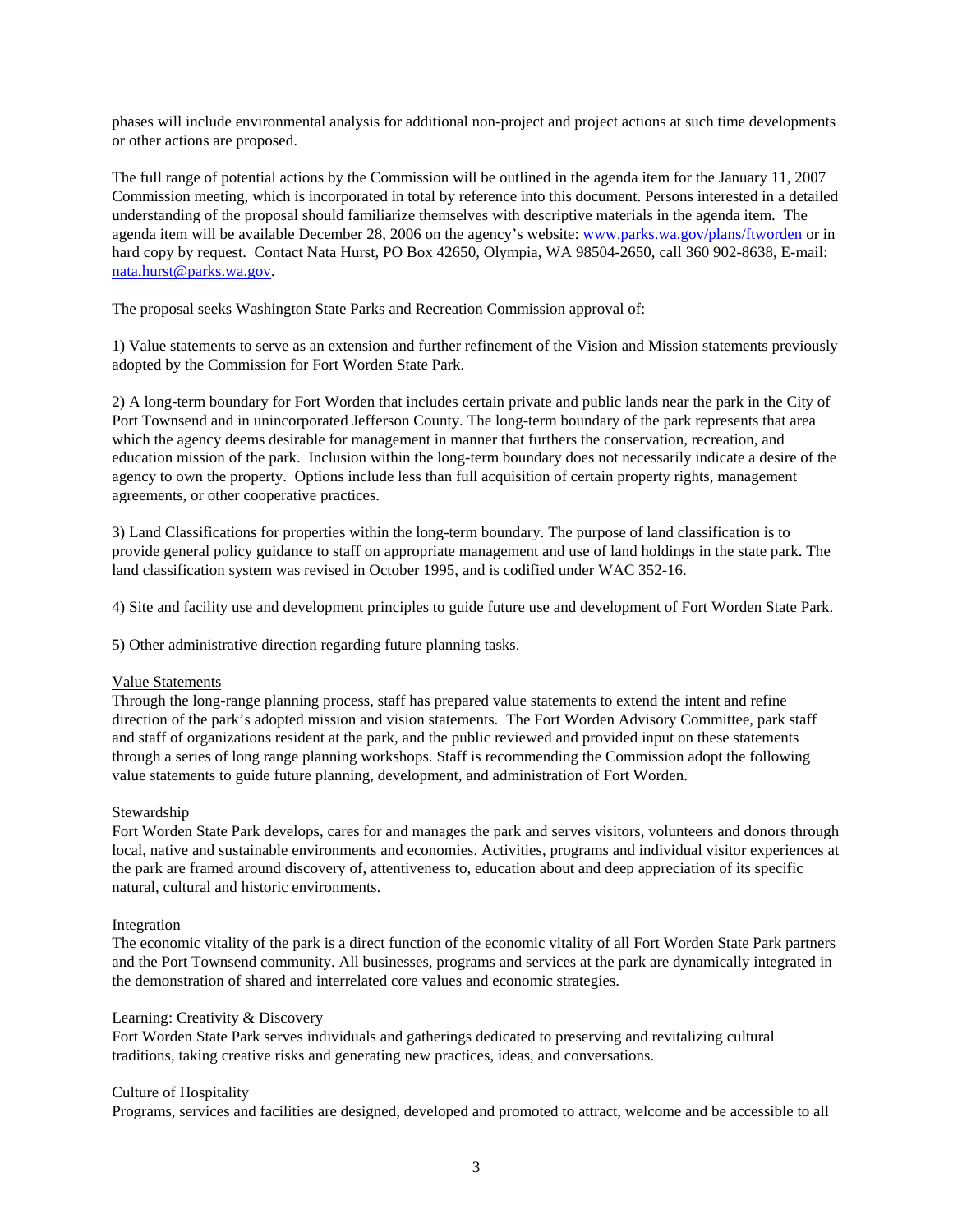phases will include environmental analysis for additional non-project and project actions at such time developments or other actions are proposed.

The full range of potential actions by the Commission will be outlined in the agenda item for the January 11, 2007 Commission meeting, which is incorporated in total by reference into this document. Persons interested in a detailed understanding of the proposal should familiarize themselves with descriptive materials in the agenda item. The agenda item will be available December 28, 2006 on the agency's website: [www.parks.wa.gov/plans/ftworden](www.parks.wa.gov/plans/ftworden) or in hard copy by request. Contact Nata Hurst, PO Box 42650, Olympia, WA 98504-2650, call 360 902-8638, E-mail: [nata.hurst@parks.wa.gov](mailto:nata.hurst@parks.wa.gov).

The proposal seeks Washington State Parks and Recreation Commission approval of:

1) Value statements to serve as an extension and further refinement of the Vision and Mission statements previously adopted by the Commission for Fort Worden State Park.

2) A long-term boundary for Fort Worden that includes certain private and public lands near the park in the City of Port Townsend and in unincorporated Jefferson County. The long-term boundary of the park represents that area which the agency deems desirable for management in manner that furthers the conservation, recreation, and education mission of the park. Inclusion within the long-term boundary does not necessarily indicate a desire of the agency to own the property. Options include less than full acquisition of certain property rights, management agreements, or other cooperative practices.

3) Land Classifications for properties within the long-term boundary. The purpose of land classification is to provide general policy guidance to staff on appropriate management and use of land holdings in the state park. The land classification system was revised in October 1995, and is codified under WAC 352-16.

4) Site and facility use and development principles to guide future use and development of Fort Worden State Park.

5) Other administrative direction regarding future planning tasks.

<u>Value Statements</u>

Through the long-range planning process, staff has prepared value statements to extend the intent and refine direction of the park's adopted mission and vision statements. The Fort Worden Advisory Committee, park staff and staff of organizations resident at the park, and the public reviewed and provided input on these statements through a series of long range planning workshops. Staff is recommending the Commission adopt the following value statements to guide future planning, development, and administration of Fort Worden.

Stewardship

Fort Worden State Park develops, cares for and manages the park and serves visitors, volunteers and donors through local, native and sustainable environments and economies. Activities, programs and individual visitor experiences at the park are framed around discovery of, attentiveness to, education about and deep appreciation of its specific natural, cultural and historic environments.

Integration

The economic vitality of the park is a direct function of the economic vitality of all Fort Worden State Park partners and the Port Townsend community. All businesses, programs and services at the park are dynamically integrated in the demonstration of shared and interrelated core values and economic strategies.

Learning: Creativity & Discovery

Fort Worden State Park serves individuals and gatherings dedicated to preserving and revitalizing cultural traditions, taking creative risks and generating new practices, ideas, and conversations.

Culture of Hospitality

Programs, services and facilities are designed, developed and promoted to attract, welcome and be accessible to all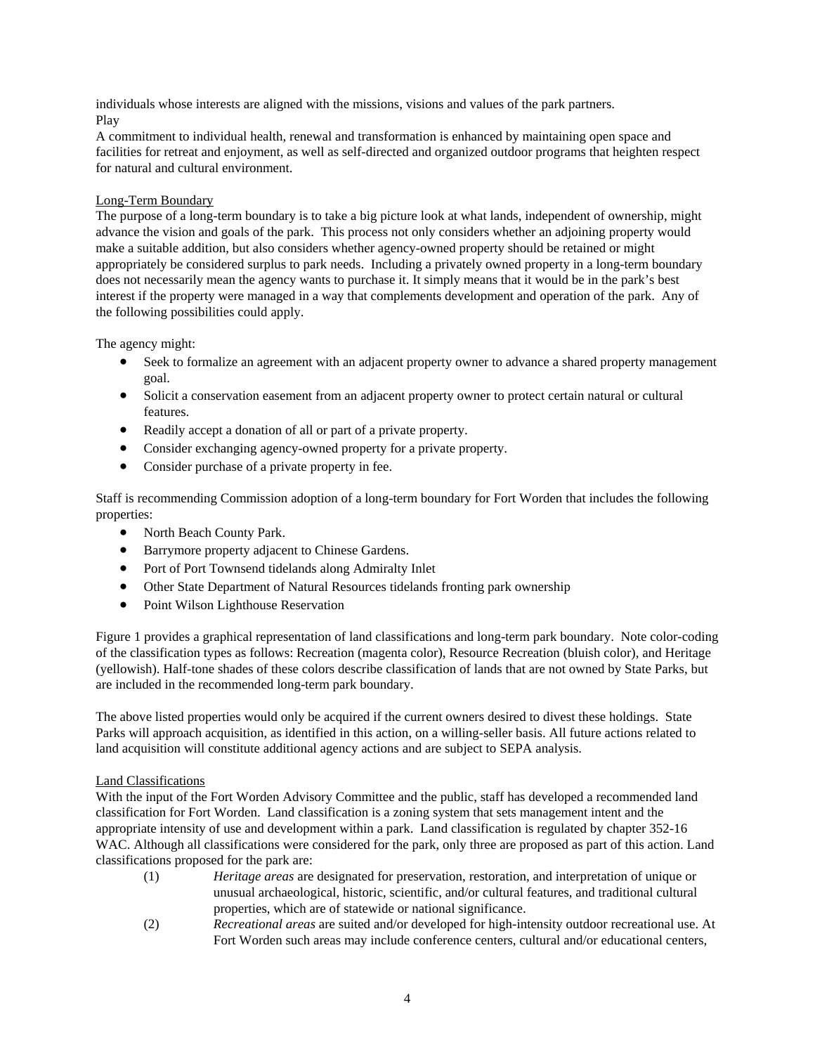individuals whose interests are aligned with the missions, visions and values of the park partners.
Play
A commitment to individual health, renewal and transformation is enhanced by maintaining open space and facilities for retreat and enjoyment, as well as self-directed and organized outdoor programs that heighten respect for natural and cultural environment.

Long-Term Boundary
The purpose of a long-term boundary is to take a big picture look at what lands, independent of ownership, might advance the vision and goals of the park. This process not only considers whether an adjoining property would make a suitable addition, but also considers whether agency-owned property should be retained or might appropriately be considered surplus to park needs. Including a privately owned property in a long-term boundary does not necessarily mean the agency wants to purchase it. It simply means that it would be in the park's best interest if the property were managed in a way that complements development and operation of the park. Any of the following possibilities could apply.

The agency might:

- Seek to formalize an agreement with an adjacent property owner to advance a shared property management goal.
- Solicit a conservation easement from an adjacent property owner to protect certain natural or cultural features.
- Readily accept a donation of all or part of a private property.
- Consider exchanging agency-owned property for a private property.
- Consider purchase of a private property in fee.

Staff is recommending Commission adoption of a long-term boundary for Fort Worden that includes the following properties:

- North Beach County Park.
- Barrymore property adjacent to Chinese Gardens.
- Port of Port Townsend tidelands along Admiralty Inlet
- Other State Department of Natural Resources tidelands fronting park ownership
- Point Wilson Lighthouse Reservation

Figure 1 provides a graphical representation of land classifications and long-term park boundary. Note color-coding of the classification types as follows: Recreation (magenta color), Resource Recreation (bluish color), and Heritage (yellowish). Half-tone shades of these colors describe classification of lands that are not owned by State Parks, but are included in the recommended long-term park boundary.

The above listed properties would only be acquired if the current owners desired to divest these holdings. State Parks will approach acquisition, as identified in this action, on a willing-seller basis. All future actions related to land acquisition will constitute additional agency actions and are subject to SEPA analysis.

Land Classifications
With the input of the Fort Worden Advisory Committee and the public, staff has developed a recommended land classification for Fort Worden. Land classification is a zoning system that sets management intent and the appropriate intensity of use and development within a park. Land classification is regulated by chapter 352-16 WAC. Although all classifications were considered for the park, only three are proposed as part of this action. Land classifications proposed for the park are:

(1) *Heritage areas* are designated for preservation, restoration, and interpretation of unique or unusual archaeological, historic, scientific, and/or cultural features, and traditional cultural properties, which are of statewide or national significance.

(2) *Recreational areas* are suited and/or developed for high-intensity outdoor recreational use. At Fort Worden such areas may include conference centers, cultural and/or educational centers,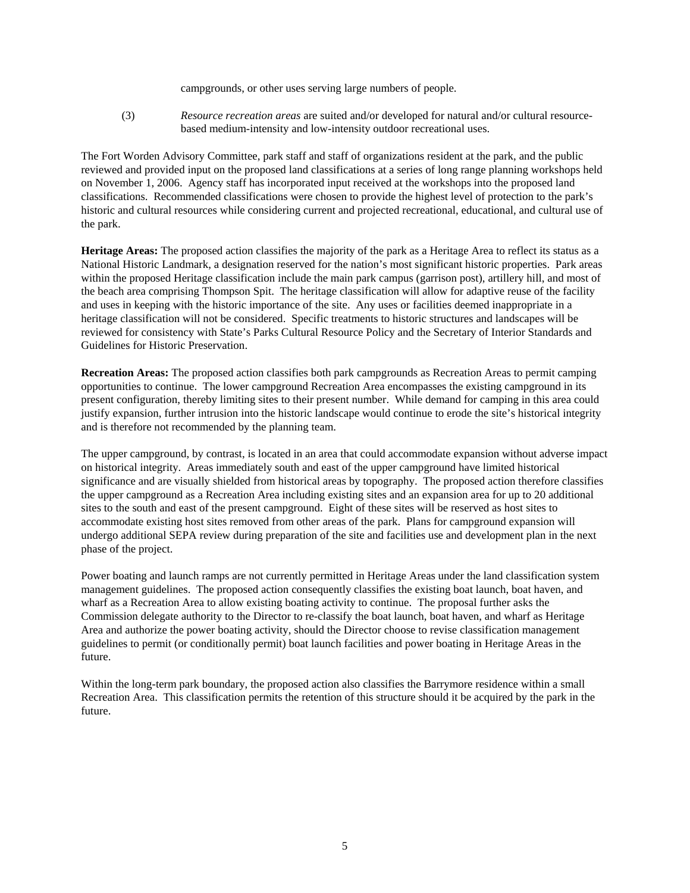campgrounds, or other uses serving large numbers of people.

(3) *Resource recreation areas* are suited and/or developed for natural and/or cultural resource-based medium-intensity and low-intensity outdoor recreational uses.

The Fort Worden Advisory Committee, park staff and staff of organizations resident at the park, and the public reviewed and provided input on the proposed land classifications at a series of long range planning workshops held on November 1, 2006. Agency staff has incorporated input received at the workshops into the proposed land classifications. Recommended classifications were chosen to provide the highest level of protection to the park's historic and cultural resources while considering current and projected recreational, educational, and cultural use of the park.

**Heritage Areas:** The proposed action classifies the majority of the park as a Heritage Area to reflect its status as a National Historic Landmark, a designation reserved for the nation's most significant historic properties. Park areas within the proposed Heritage classification include the main park campus (garrison post), artillery hill, and most of the beach area comprising Thompson Spit. The heritage classification will allow for adaptive reuse of the facility and uses in keeping with the historic importance of the site. Any uses or facilities deemed inappropriate in a heritage classification will not be considered. Specific treatments to historic structures and landscapes will be reviewed for consistency with State's Parks Cultural Resource Policy and the Secretary of Interior Standards and Guidelines for Historic Preservation.

**Recreation Areas:** The proposed action classifies both park campgrounds as Recreation Areas to permit camping opportunities to continue. The lower campground Recreation Area encompasses the existing campground in its present configuration, thereby limiting sites to their present number. While demand for camping in this area could justify expansion, further intrusion into the historic landscape would continue to erode the site's historical integrity and is therefore not recommended by the planning team.

The upper campground, by contrast, is located in an area that could accommodate expansion without adverse impact on historical integrity. Areas immediately south and east of the upper campground have limited historical significance and are visually shielded from historical areas by topography. The proposed action therefore classifies the upper campground as a Recreation Area including existing sites and an expansion area for up to 20 additional sites to the south and east of the present campground. Eight of these sites will be reserved as host sites to accommodate existing host sites removed from other areas of the park. Plans for campground expansion will undergo additional SEPA review during preparation of the site and facilities use and development plan in the next phase of the project.

Power boating and launch ramps are not currently permitted in Heritage Areas under the land classification system management guidelines. The proposed action consequently classifies the existing boat launch, boat haven, and wharf as a Recreation Area to allow existing boating activity to continue. The proposal further asks the Commission delegate authority to the Director to re-classify the boat launch, boat haven, and wharf as Heritage Area and authorize the power boating activity, should the Director choose to revise classification management guidelines to permit (or conditionally permit) boat launch facilities and power boating in Heritage Areas in the future.

Within the long-term park boundary, the proposed action also classifies the Barrymore residence within a small Recreation Area. This classification permits the retention of this structure should it be acquired by the park in the future.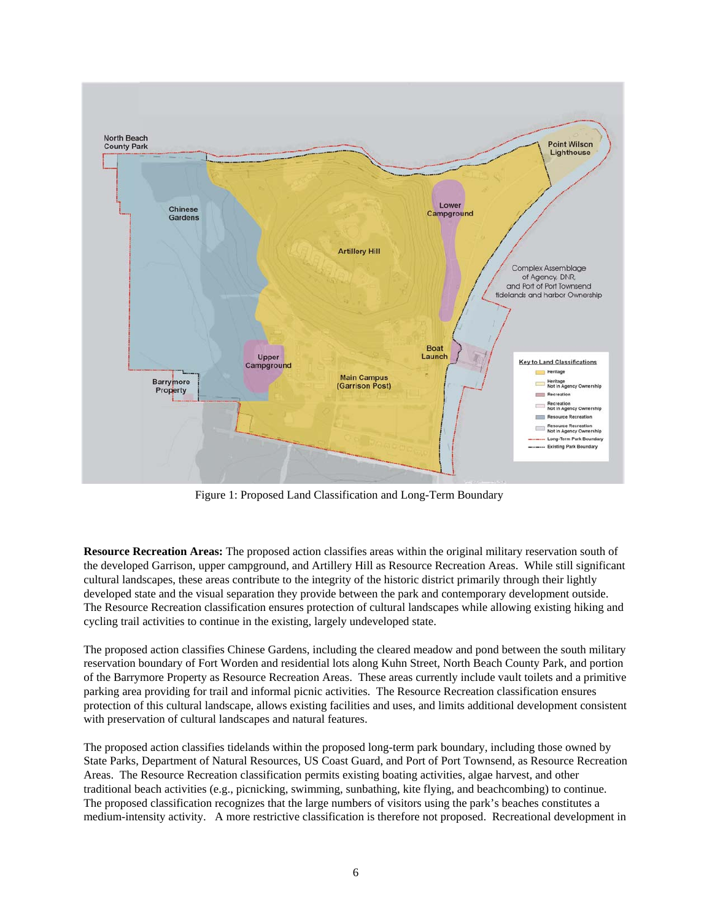Figure 1: Proposed Land Classification and Long-Term Boundary

**Resource Recreation Areas:** The proposed action classifies areas within the original military reservation south of the developed Garrison, upper campground, and Artillery Hill as Resource Recreation Areas. While still significant cultural landscapes, these areas contribute to the integrity of the historic district primarily through their lightly developed state and the visual separation they provide between the park and contemporary development outside. The Resource Recreation classification ensures protection of cultural landscapes while allowing existing hiking and cycling trail activities to continue in the existing, largely undeveloped state.

The proposed action classifies Chinese Gardens, including the cleared meadow and pond between the south military reservation boundary of Fort Worden and residential lots along Kuhn Street, North Beach County Park, and portion of the Barrymore Property as Resource Recreation Areas. These areas currently include vault toilets and a primitive parking area providing for trail and informal picnic activities. The Resource Recreation classification ensures protection of this cultural landscape, allows existing facilities and uses, and limits additional development consistent with preservation of cultural landscapes and natural features.

The proposed action classifies tidelands within the proposed long-term park boundary, including those owned by State Parks, Department of Natural Resources, US Coast Guard, and Port of Port Townsend, as Resource Recreation Areas. The Resource Recreation classification permits existing boating activities, algae harvest, and other traditional beach activities (e.g., picnicking, swimming, sunbathing, kite flying, and beachcombing) to continue. The proposed classification recognizes that the large numbers of visitors using the park's beaches constitutes a medium-intensity activity. A more restrictive classification is therefore not proposed. Recreational development in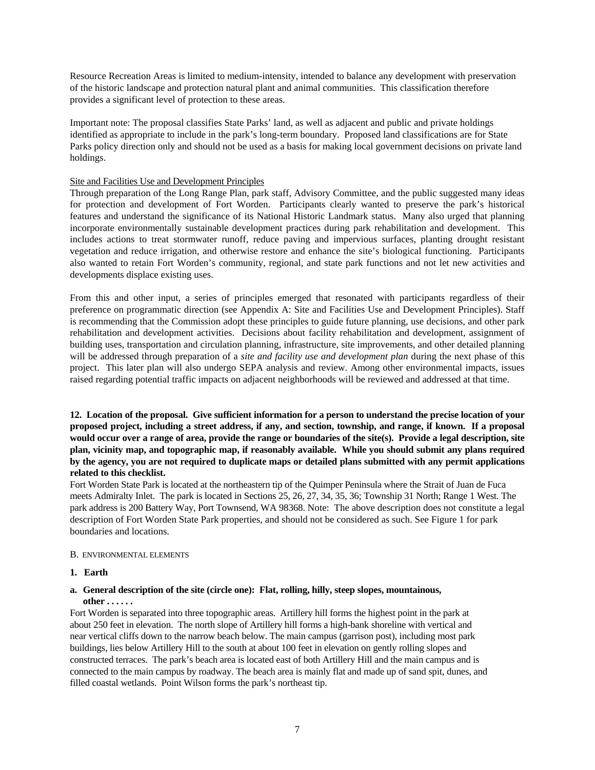Resource Recreation Areas is limited to medium-intensity, intended to balance any development with preservation of the historic landscape and protection natural plant and animal communities. This classification therefore provides a significant level of protection to these areas.

Important note: The proposal classifies State Parks' land, as well as adjacent and public and private holdings identified as appropriate to include in the park's long-term boundary. Proposed land classifications are for State Parks policy direction only and should not be used as a basis for making local government decisions on private land holdings.

Site and Facilities Use and Development Principles

Through preparation of the Long Range Plan, park staff, Advisory Committee, and the public suggested many ideas for protection and development of Fort Worden. Participants clearly wanted to preserve the park's historical features and understand the significance of its National Historic Landmark status. Many also urged that planning incorporate environmentally sustainable development practices during park rehabilitation and development. This includes actions to treat stormwater runoff, reduce paving and impervious surfaces, planting drought resistant vegetation and reduce irrigation, and otherwise restore and enhance the site's biological functioning. Participants also wanted to retain Fort Worden's community, regional, and state park functions and not let new activities and developments displace existing uses.

From this and other input, a series of principles emerged that resonated with participants regardless of their preference on programmatic direction (see Appendix A: Site and Facilities Use and Development Principles). Staff is recommending that the Commission adopt these principles to guide future planning, use decisions, and other park rehabilitation and development activities. Decisions about facility rehabilitation and development, assignment of building uses, transportation and circulation planning, infrastructure, site improvements, and other detailed planning will be addressed through preparation of a *site and facility use and development plan* during the next phase of this project. This later plan will also undergo SEPA analysis and review. Among other environmental impacts, issues raised regarding potential traffic impacts on adjacent neighborhoods will be reviewed and addressed at that time.

**12. Location of the proposal. Give sufficient information for a person to understand the precise location of your proposed project, including a street address, if any, and section, township, and range, if known. If a proposal would occur over a range of area, provide the range or boundaries of the site(s). Provide a legal description, site plan, vicinity map, and topographic map, if reasonably available. While you should submit any plans required by the agency, you are not required to duplicate maps or detailed plans submitted with any permit applications related to this checklist.**

Fort Worden State Park is located at the northeastern tip of the Quimper Peninsula where the Strait of Juan de Fuca meets Admiralty Inlet. The park is located in Sections 25, 26, 27, 34, 35, 36; Township 31 North; Range 1 West. The park address is 200 Battery Way, Port Townsend, WA 98368. Note: The above description does not constitute a legal description of Fort Worden State Park properties, and should not be considered as such. See Figure 1 for park boundaries and locations.

## B. ENVIRONMENTAL ELEMENTS

### 1. Earth

**a. General description of the site (circle one): Flat, rolling, hilly, steep slopes, mountainous, other . . . . . .**

Fort Worden is separated into three topographic areas. Artillery hill forms the highest point in the park at about 250 feet in elevation. The north slope of Artillery hill forms a high-bank shoreline with vertical and near vertical cliffs down to the narrow beach below. The main campus (garrison post), including most park buildings, lies below Artillery Hill to the south at about 100 feet in elevation on gently rolling slopes and constructed terraces. The park's beach area is located east of both Artillery Hill and the main campus and is connected to the main campus by roadway. The beach area is mainly flat and made up of sand spit, dunes, and filled coastal wetlands. Point Wilson forms the park's northeast tip.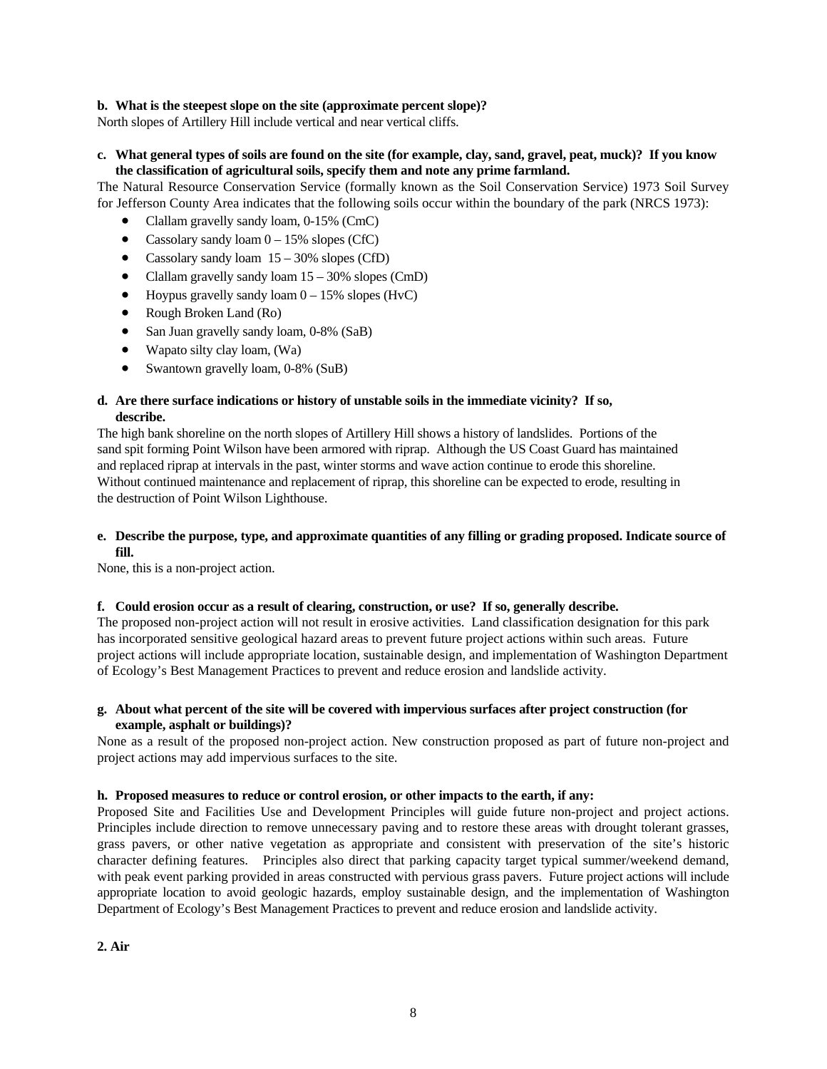**b. What is the steepest slope on the site (approximate percent slope)?**

North slopes of Artillery Hill include vertical and near vertical cliffs.

**c. What general types of soils are found on the site (for example, clay, sand, gravel, peat, muck)? If you know the classification of agricultural soils, specify them and note any prime farmland.**

The Natural Resource Conservation Service (formally known as the Soil Conservation Service) 1973 Soil Survey for Jefferson County Area indicates that the following soils occur within the boundary of the park (NRCS 1973):

- Clallam gravelly sandy loam, 0-15% (CmC)
- Cassolary sandy loam 0 – 15% slopes (CfC)
- Cassolary sandy loam 15 – 30% slopes (CfD)
- Clallam gravelly sandy loam 15 – 30% slopes (CmD)
- Hoypus gravelly sandy loam 0 – 15% slopes (HvC)
- Rough Broken Land (Ro)
- San Juan gravelly sandy loam, 0-8% (SaB)
- Wapato silty clay loam, (Wa)
- Swantown gravelly loam, 0-8% (SuB)

**d. Are there surface indications or history of unstable soils in the immediate vicinity? If so, describe.**

The high bank shoreline on the north slopes of Artillery Hill shows a history of landslides. Portions of the sand spit forming Point Wilson have been armored with riprap. Although the US Coast Guard has maintained and replaced riprap at intervals in the past, winter storms and wave action continue to erode this shoreline. Without continued maintenance and replacement of riprap, this shoreline can be expected to erode, resulting in the destruction of Point Wilson Lighthouse.

**e. Describe the purpose, type, and approximate quantities of any filling or grading proposed. Indicate source of fill.**

None, this is a non-project action.

**f. Could erosion occur as a result of clearing, construction, or use? If so, generally describe.**

The proposed non-project action will not result in erosive activities. Land classification designation for this park has incorporated sensitive geological hazard areas to prevent future project actions within such areas. Future project actions will include appropriate location, sustainable design, and implementation of Washington Department of Ecology's Best Management Practices to prevent and reduce erosion and landslide activity.

**g. About what percent of the site will be covered with impervious surfaces after project construction (for example, asphalt or buildings)?**

None as a result of the proposed non-project action. New construction proposed as part of future non-project and project actions may add impervious surfaces to the site.

**h. Proposed measures to reduce or control erosion, or other impacts to the earth, if any:**

Proposed Site and Facilities Use and Development Principles will guide future non-project and project actions. Principles include direction to remove unnecessary paving and to restore these areas with drought tolerant grasses, grass pavers, or other native vegetation as appropriate and consistent with preservation of the site's historic character defining features. Principles also direct that parking capacity target typical summer/weekend demand, with peak event parking provided in areas constructed with pervious grass pavers. Future project actions will include appropriate location to avoid geologic hazards, employ sustainable design, and the implementation of Washington Department of Ecology's Best Management Practices to prevent and reduce erosion and landslide activity.

**2. Air**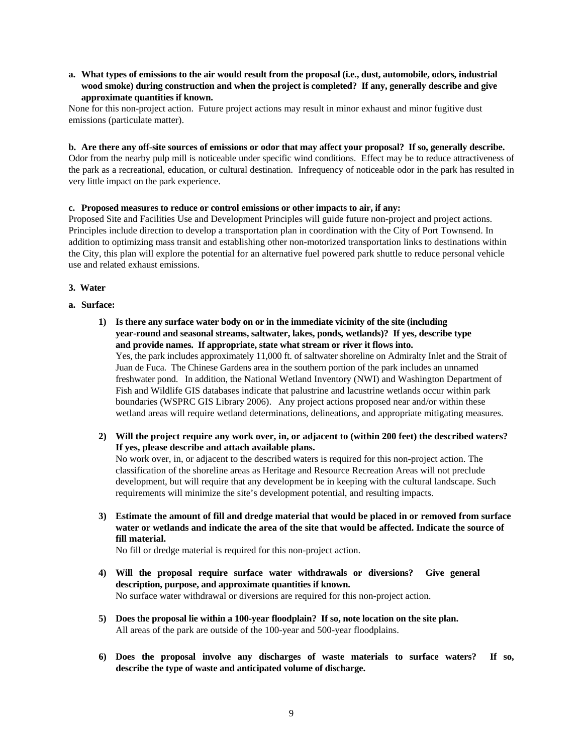**a. What types of emissions to the air would result from the proposal (i.e., dust, automobile, odors, industrial wood smoke) during construction and when the project is completed? If any, generally describe and give approximate quantities if known.**

None for this non-project action. Future project actions may result in minor exhaust and minor fugitive dust emissions (particulate matter).

**b. Are there any off-site sources of emissions or odor that may affect your proposal? If so, generally describe.**

Odor from the nearby pulp mill is noticeable under specific wind conditions. Effect may be to reduce attractiveness of the park as a recreational, education, or cultural destination. Infrequency of noticeable odor in the park has resulted in very little impact on the park experience.

**c. Proposed measures to reduce or control emissions or other impacts to air, if any:**

Proposed Site and Facilities Use and Development Principles will guide future non-project and project actions. Principles include direction to develop a transportation plan in coordination with the City of Port Townsend. In addition to optimizing mass transit and establishing other non-motorized transportation links to destinations within the City, this plan will explore the potential for an alternative fuel powered park shuttle to reduce personal vehicle use and related exhaust emissions.

**3. Water**

**a. Surface:**

1) **Is there any surface water body on or in the immediate vicinity of the site (including year-round and seasonal streams, saltwater, lakes, ponds, wetlands)? If yes, describe type and provide names. If appropriate, state what stream or river it flows into.**
   Yes, the park includes approximately 11,000 ft. of saltwater shoreline on Admiralty Inlet and the Strait of Juan de Fuca. The Chinese Gardens area in the southern portion of the park includes an unnamed freshwater pond. In addition, the National Wetland Inventory (NWI) and Washington Department of Fish and Wildlife GIS databases indicate that palustrine and lacustrine wetlands occur within park boundaries (WSPRC GIS Library 2006). Any project actions proposed near and/or within these wetland areas will require wetland determinations, delineations, and appropriate mitigating measures.

2) **Will the project require any work over, in, or adjacent to (within 200 feet) the described waters? If yes, please describe and attach available plans.**
   No work over, in, or adjacent to the described waters is required for this non-project action. The classification of the shoreline areas as Heritage and Resource Recreation Areas will not preclude development, but will require that any development be in keeping with the cultural landscape. Such requirements will minimize the site's development potential, and resulting impacts.

3) **Estimate the amount of fill and dredge material that would be placed in or removed from surface water or wetlands and indicate the area of the site that would be affected. Indicate the source of fill material.**
   No fill or dredge material is required for this non-project action.

4) **Will the proposal require surface water withdrawals or diversions? Give general description, purpose, and approximate quantities if known.**
   No surface water withdrawal or diversions are required for this non-project action.

5) **Does the proposal lie within a 100-year floodplain? If so, note location on the site plan.**
   All areas of the park are outside of the 100-year and 500-year floodplains.

6) **Does the proposal involve any discharges of waste materials to surface waters? If so, describe the type of waste and anticipated volume of discharge.**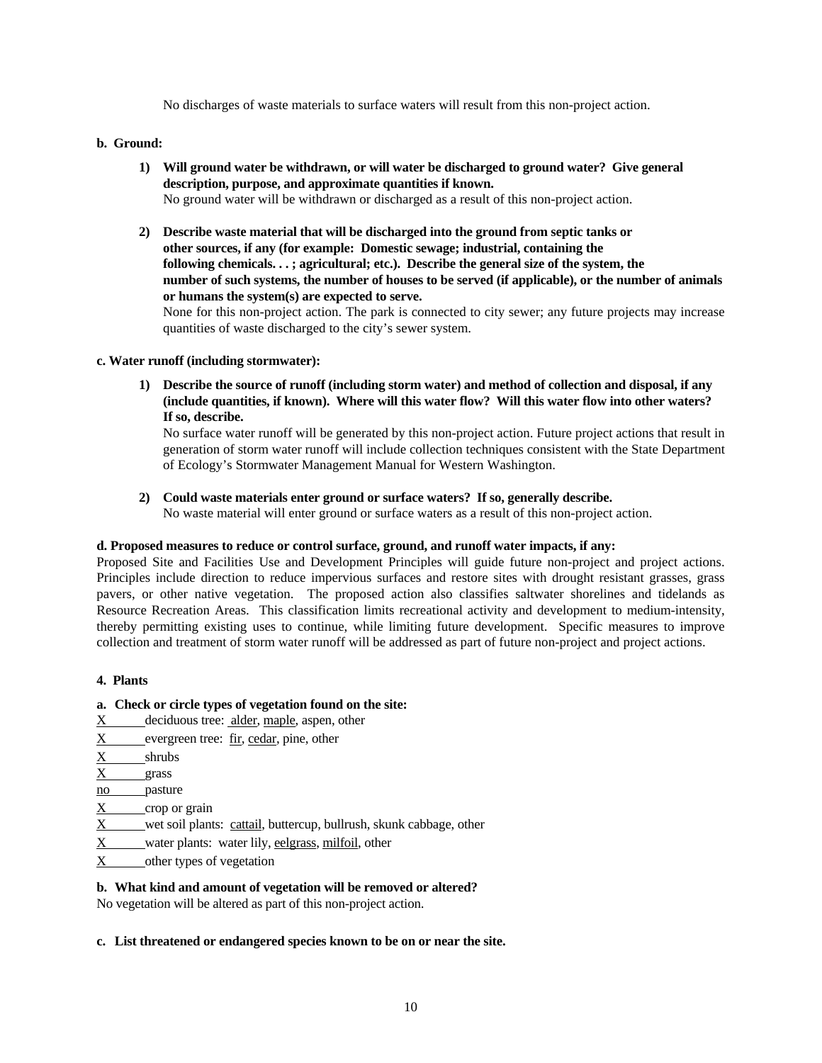No discharges of waste materials to surface waters will result from this non-project action.

**b. Ground:**

1) **Will ground water be withdrawn, or will water be discharged to ground water? Give general description, purpose, and approximate quantities if known.**
   No ground water will be withdrawn or discharged as a result of this non-project action.

2) **Describe waste material that will be discharged into the ground from septic tanks or other sources, if any (for example: Domestic sewage; industrial, containing the following chemicals. . . ; agricultural; etc.). Describe the general size of the system, the number of such systems, the number of houses to be served (if applicable), or the number of animals or humans the system(s) are expected to serve.**
   None for this non-project action. The park is connected to city sewer; any future projects may increase quantities of waste discharged to the city's sewer system.

**c. Water runoff (including stormwater):**

1) **Describe the source of runoff (including storm water) and method of collection and disposal, if any (include quantities, if known). Where will this water flow? Will this water flow into other waters? If so, describe.**
   No surface water runoff will be generated by this non-project action. Future project actions that result in generation of storm water runoff will include collection techniques consistent with the State Department of Ecology's Stormwater Management Manual for Western Washington.

2) **Could waste materials enter ground or surface waters? If so, generally describe.**
   No waste material will enter ground or surface waters as a result of this non-project action.

**d. Proposed measures to reduce or control surface, ground, and runoff water impacts, if any:**

Proposed Site and Facilities Use and Development Principles will guide future non-project and project actions. Principles include direction to reduce impervious surfaces and restore sites with drought resistant grasses, grass pavers, or other native vegetation. The proposed action also classifies saltwater shorelines and tidelands as Resource Recreation Areas. This classification limits recreational activity and development to medium-intensity, thereby permitting existing uses to continue, while limiting future development. Specific measures to improve collection and treatment of storm water runoff will be addressed as part of future non-project and project actions.

**4. Plants**

**a. Check or circle types of vegetation found on the site:**

X deciduous tree: alder, maple, aspen, other
X evergreen tree: fir, cedar, pine, other
X shrubs
X grass
no pasture
X crop or grain
X wet soil plants: cattail, buttercup, bullrush, skunk cabbage, other
X water plants: water lily, eelgrass, milfoil, other
X other types of vegetation

**b. What kind and amount of vegetation will be removed or altered?**

No vegetation will be altered as part of this non-project action.

**c. List threatened or endangered species known to be on or near the site.**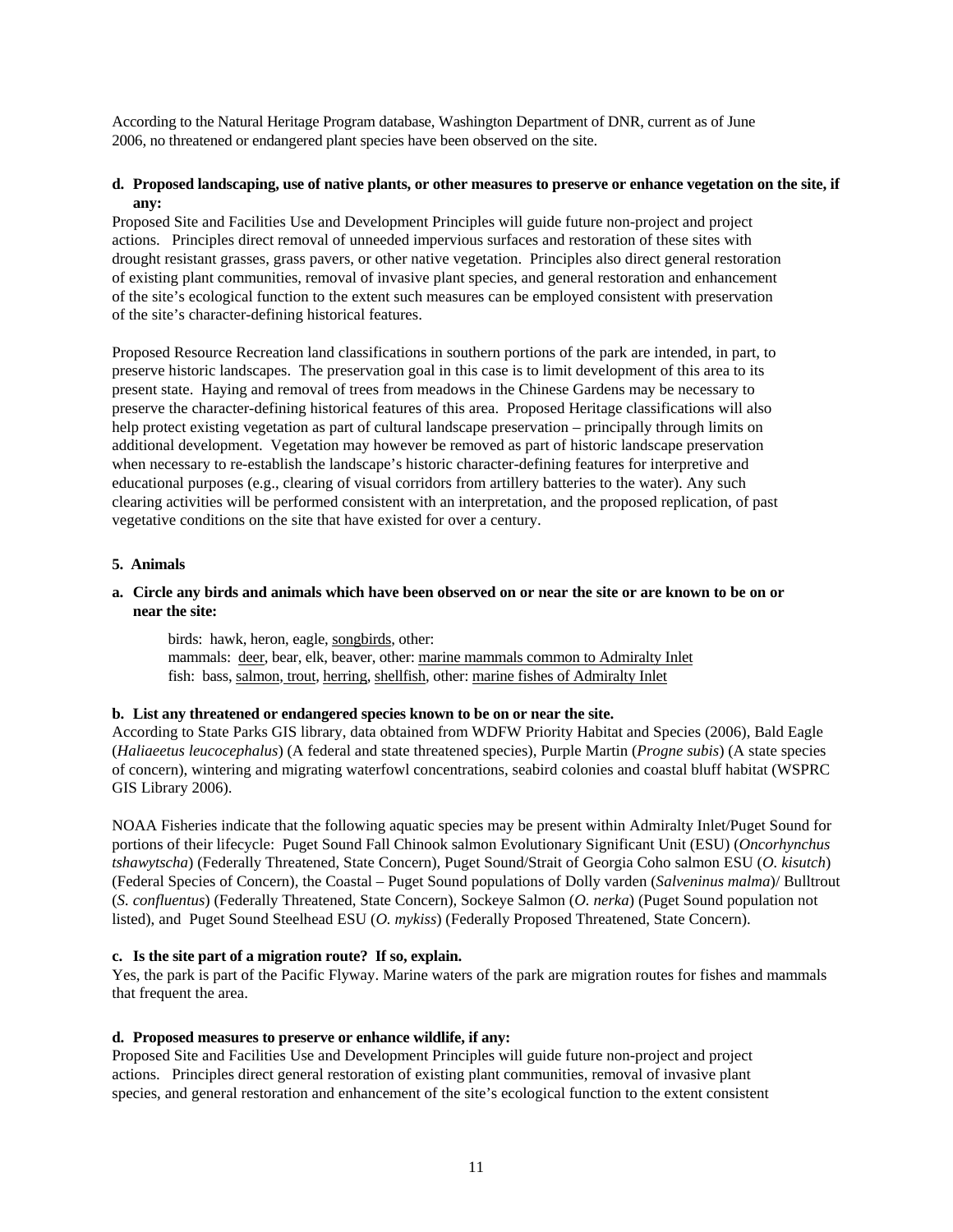According to the Natural Heritage Program database, Washington Department of DNR, current as of June 2006, no threatened or endangered plant species have been observed on the site.

**d. Proposed landscaping, use of native plants, or other measures to preserve or enhance vegetation on the site, if any:**

Proposed Site and Facilities Use and Development Principles will guide future non-project and project actions. Principles direct removal of unneeded impervious surfaces and restoration of these sites with drought resistant grasses, grass pavers, or other native vegetation. Principles also direct general restoration of existing plant communities, removal of invasive plant species, and general restoration and enhancement of the site's ecological function to the extent such measures can be employed consistent with preservation of the site's character-defining historical features.

Proposed Resource Recreation land classifications in southern portions of the park are intended, in part, to preserve historic landscapes. The preservation goal in this case is to limit development of this area to its present state. Haying and removal of trees from meadows in the Chinese Gardens may be necessary to preserve the character-defining historical features of this area. Proposed Heritage classifications will also help protect existing vegetation as part of cultural landscape preservation – principally through limits on additional development. Vegetation may however be removed as part of historic landscape preservation when necessary to re-establish the landscape's historic character-defining features for interpretive and educational purposes (e.g., clearing of visual corridors from artillery batteries to the water). Any such clearing activities will be performed consistent with an interpretation, and the proposed replication, of past vegetative conditions on the site that have existed for over a century.

**5. Animals**

**a. Circle any birds and animals which have been observed on or near the site or are known to be on or near the site:**

birds: hawk, heron, eagle, <u>songbirds</u>, other:
mammals: <u>deer</u>, bear, elk, beaver, other: <u>marine mammals common to Admiralty Inlet</u>
fish: bass, <u>salmon, trout</u>, <u>herring</u>, <u>shellfish</u>, other: <u>marine fishes of Admiralty Inlet</u>

**b. List any threatened or endangered species known to be on or near the site.**

According to State Parks GIS library, data obtained from WDFW Priority Habitat and Species (2006), Bald Eagle (*Haliaeetus leucocephalus*) (A federal and state threatened species), Purple Martin (*Progne subis*) (A state species of concern), wintering and migrating waterfowl concentrations, seabird colonies and coastal bluff habitat (WSPRC GIS Library 2006).

NOAA Fisheries indicate that the following aquatic species may be present within Admiralty Inlet/Puget Sound for portions of their lifecycle: Puget Sound Fall Chinook salmon Evolutionary Significant Unit (ESU) (*Oncorhynchus tshawytscha*) (Federally Threatened, State Concern), Puget Sound/Strait of Georgia Coho salmon ESU (*O. kisutch*) (Federal Species of Concern), the Coastal – Puget Sound populations of Dolly varden (*Salveninus malma*)/ Bulltrout (*S. confluentus*) (Federally Threatened, State Concern), Sockeye Salmon (*O. nerka*) (Puget Sound population not listed), and Puget Sound Steelhead ESU (*O. mykiss*) (Federally Proposed Threatened, State Concern).

**c. Is the site part of a migration route? If so, explain.**

Yes, the park is part of the Pacific Flyway. Marine waters of the park are migration routes for fishes and mammals that frequent the area.

**d. Proposed measures to preserve or enhance wildlife, if any:**

Proposed Site and Facilities Use and Development Principles will guide future non-project and project actions. Principles direct general restoration of existing plant communities, removal of invasive plant species, and general restoration and enhancement of the site's ecological function to the extent consistent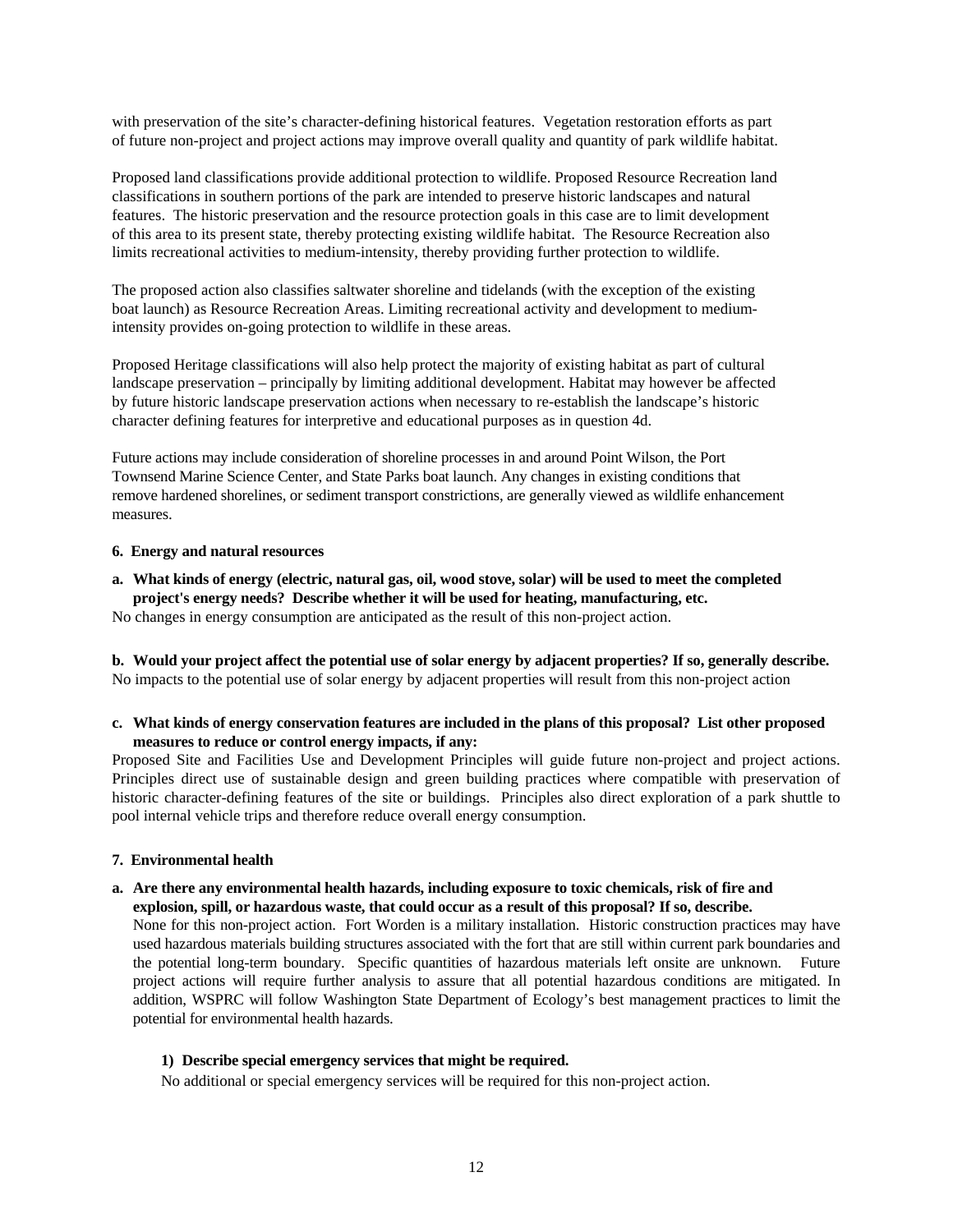with preservation of the site's character-defining historical features. Vegetation restoration efforts as part of future non-project and project actions may improve overall quality and quantity of park wildlife habitat.

Proposed land classifications provide additional protection to wildlife. Proposed Resource Recreation land classifications in southern portions of the park are intended to preserve historic landscapes and natural features. The historic preservation and the resource protection goals in this case are to limit development of this area to its present state, thereby protecting existing wildlife habitat. The Resource Recreation also limits recreational activities to medium-intensity, thereby providing further protection to wildlife.

The proposed action also classifies saltwater shoreline and tidelands (with the exception of the existing boat launch) as Resource Recreation Areas. Limiting recreational activity and development to medium-intensity provides on-going protection to wildlife in these areas.

Proposed Heritage classifications will also help protect the majority of existing habitat as part of cultural landscape preservation – principally by limiting additional development. Habitat may however be affected by future historic landscape preservation actions when necessary to re-establish the landscape's historic character defining features for interpretive and educational purposes as in question 4d.

Future actions may include consideration of shoreline processes in and around Point Wilson, the Port Townsend Marine Science Center, and State Parks boat launch. Any changes in existing conditions that remove hardened shorelines, or sediment transport constrictions, are generally viewed as wildlife enhancement measures.

**6. Energy and natural resources**

**a. What kinds of energy (electric, natural gas, oil, wood stove, solar) will be used to meet the completed project's energy needs? Describe whether it will be used for heating, manufacturing, etc.**

No changes in energy consumption are anticipated as the result of this non-project action.

**b. Would your project affect the potential use of solar energy by adjacent properties? If so, generally describe.**

No impacts to the potential use of solar energy by adjacent properties will result from this non-project action

**c. What kinds of energy conservation features are included in the plans of this proposal? List other proposed measures to reduce or control energy impacts, if any:**

Proposed Site and Facilities Use and Development Principles will guide future non-project and project actions. Principles direct use of sustainable design and green building practices where compatible with preservation of historic character-defining features of the site or buildings. Principles also direct exploration of a park shuttle to pool internal vehicle trips and therefore reduce overall energy consumption.

**7. Environmental health**

**a. Are there any environmental health hazards, including exposure to toxic chemicals, risk of fire and explosion, spill, or hazardous waste, that could occur as a result of this proposal? If so, describe.**

None for this non-project action. Fort Worden is a military installation. Historic construction practices may have used hazardous materials building structures associated with the fort that are still within current park boundaries and the potential long-term boundary. Specific quantities of hazardous materials left onsite are unknown. Future project actions will require further analysis to assure that all potential hazardous conditions are mitigated. In addition, WSPRC will follow Washington State Department of Ecology's best management practices to limit the potential for environmental health hazards.

**1) Describe special emergency services that might be required.**

No additional or special emergency services will be required for this non-project action.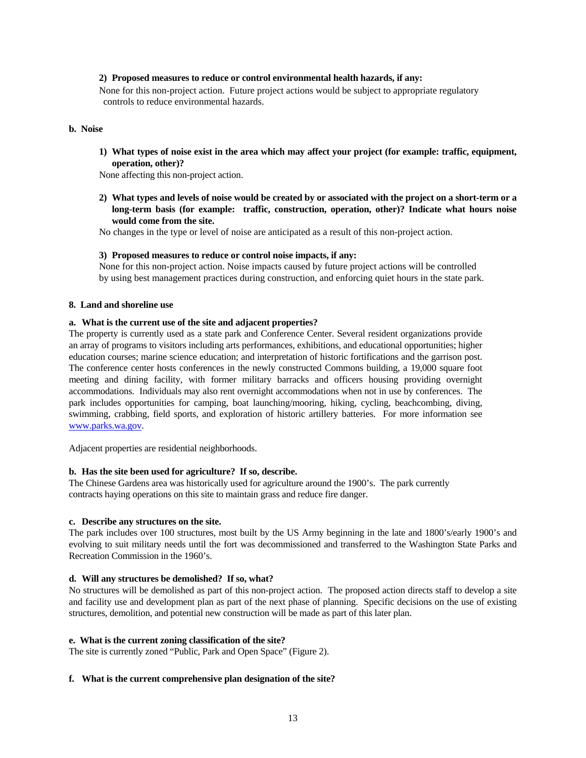**2) Proposed measures to reduce or control environmental health hazards, if any:**

None for this non-project action. Future project actions would be subject to appropriate regulatory controls to reduce environmental hazards.

**b. Noise**

**1) What types of noise exist in the area which may affect your project (for example: traffic, equipment, operation, other)?**

None affecting this non-project action.

**2) What types and levels of noise would be created by or associated with the project on a short-term or a long-term basis (for example: traffic, construction, operation, other)? Indicate what hours noise would come from the site.**

No changes in the type or level of noise are anticipated as a result of this non-project action.

**3) Proposed measures to reduce or control noise impacts, if any:**

None for this non-project action. Noise impacts caused by future project actions will be controlled by using best management practices during construction, and enforcing quiet hours in the state park.

**8. Land and shoreline use**

**a. What is the current use of the site and adjacent properties?**

The property is currently used as a state park and Conference Center. Several resident organizations provide an array of programs to visitors including arts performances, exhibitions, and educational opportunities; higher education courses; marine science education; and interpretation of historic fortifications and the garrison post. The conference center hosts conferences in the newly constructed Commons building, a 19,000 square foot meeting and dining facility, with former military barracks and officers housing providing overnight accommodations. Individuals may also rent overnight accommodations when not in use by conferences. The park includes opportunities for camping, boat launching/mooring, hiking, cycling, beachcombing, diving, swimming, crabbing, field sports, and exploration of historic artillery batteries. For more information see www.parks.wa.gov.

Adjacent properties are residential neighborhoods.

**b. Has the site been used for agriculture? If so, describe.**

The Chinese Gardens area was historically used for agriculture around the 1900's. The park currently contracts haying operations on this site to maintain grass and reduce fire danger.

**c. Describe any structures on the site.**

The park includes over 100 structures, most built by the US Army beginning in the late and 1800's/early 1900's and evolving to suit military needs until the fort was decommissioned and transferred to the Washington State Parks and Recreation Commission in the 1960's.

**d. Will any structures be demolished? If so, what?**

No structures will be demolished as part of this non-project action. The proposed action directs staff to develop a site and facility use and development plan as part of the next phase of planning. Specific decisions on the use of existing structures, demolition, and potential new construction will be made as part of this later plan.

**e. What is the current zoning classification of the site?**

The site is currently zoned "Public, Park and Open Space" (Figure 2).

**f. What is the current comprehensive plan designation of the site?**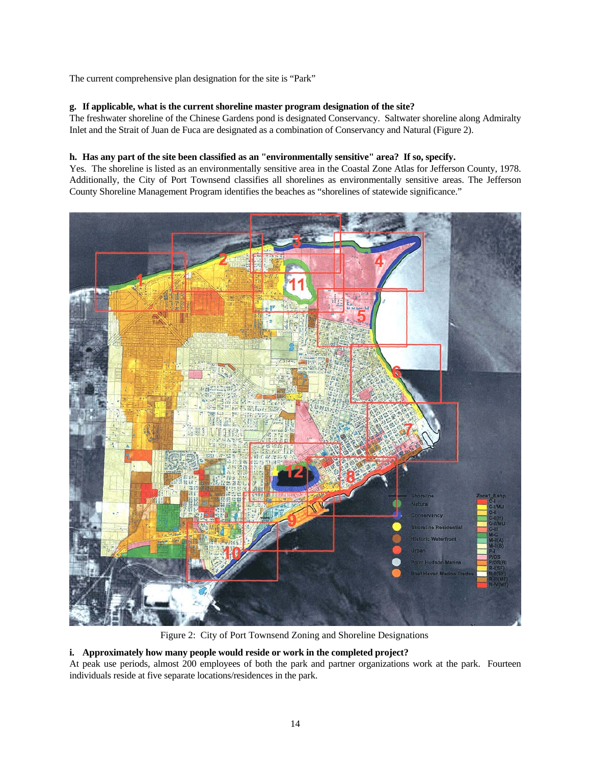The current comprehensive plan designation for the site is "Park"

**g. If applicable, what is the current shoreline master program designation of the site?**
The freshwater shoreline of the Chinese Gardens pond is designated Conservancy. Saltwater shoreline along Admiralty Inlet and the Strait of Juan de Fuca are designated as a combination of Conservancy and Natural (Figure 2).

**h. Has any part of the site been classified as an "environmentally sensitive" area? If so, specify.**
Yes. The shoreline is listed as an environmentally sensitive area in the Coastal Zone Atlas for Jefferson County, 1978. Additionally, the City of Port Townsend classifies all shorelines as environmentally sensitive areas. The Jefferson County Shoreline Management Program identifies the beaches as "shorelines of statewide significance."

Figure 2: City of Port Townsend Zoning and Shoreline Designations

**i. Approximately how many people would reside or work in the completed project?**
At peak use periods, almost 200 employees of both the park and partner organizations work at the park. Fourteen individuals reside at five separate locations/residences in the park.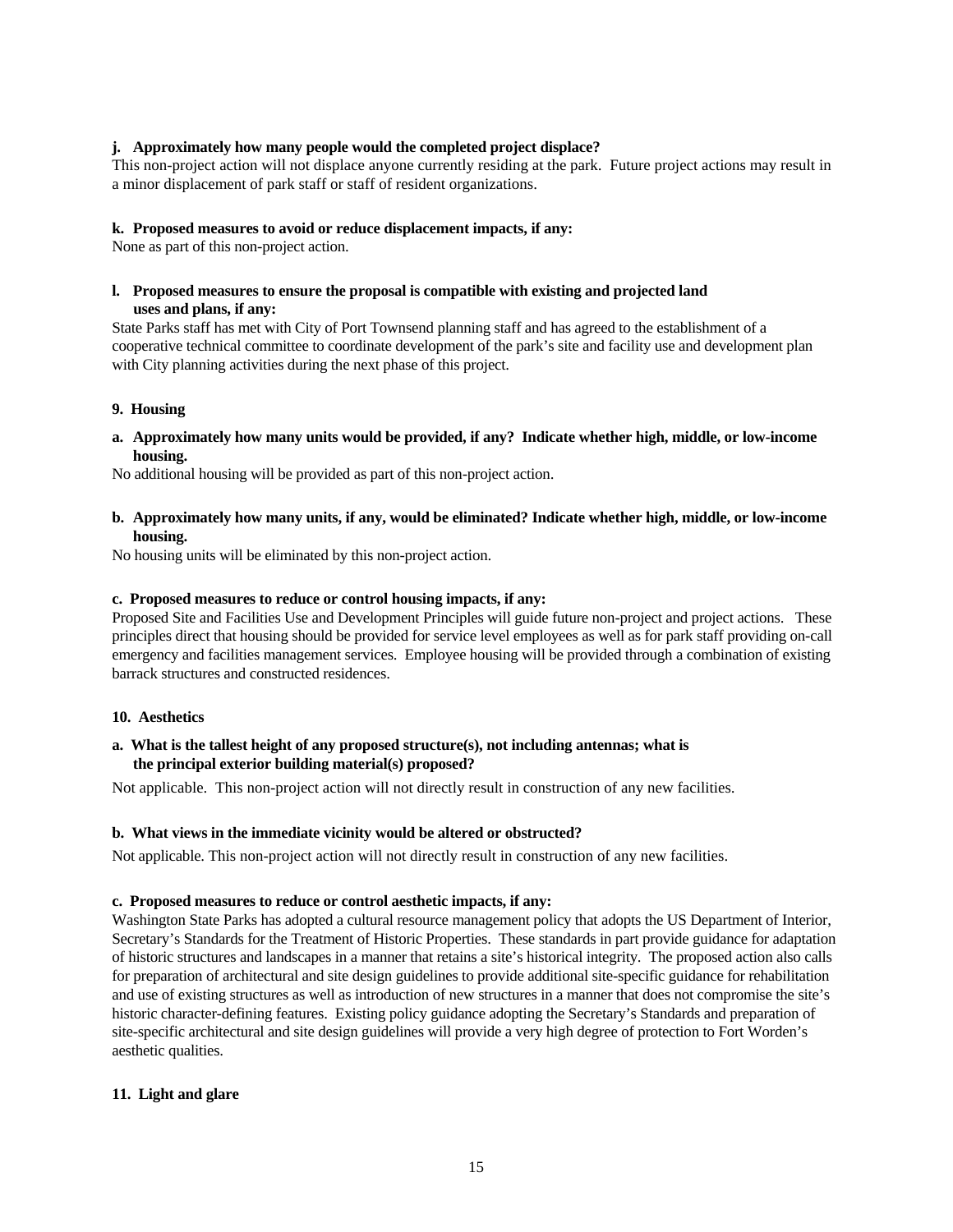**j. Approximately how many people would the completed project displace?**

This non-project action will not displace anyone currently residing at the park. Future project actions may result in a minor displacement of park staff or staff of resident organizations.

**k. Proposed measures to avoid or reduce displacement impacts, if any:**

None as part of this non-project action.

**l. Proposed measures to ensure the proposal is compatible with existing and projected land uses and plans, if any:**

State Parks staff has met with City of Port Townsend planning staff and has agreed to the establishment of a cooperative technical committee to coordinate development of the park's site and facility use and development plan with City planning activities during the next phase of this project.

**9. Housing**

**a. Approximately how many units would be provided, if any? Indicate whether high, middle, or low-income housing.**

No additional housing will be provided as part of this non-project action.

**b. Approximately how many units, if any, would be eliminated? Indicate whether high, middle, or low-income housing.**

No housing units will be eliminated by this non-project action.

**c. Proposed measures to reduce or control housing impacts, if any:**

Proposed Site and Facilities Use and Development Principles will guide future non-project and project actions. These principles direct that housing should be provided for service level employees as well as for park staff providing on-call emergency and facilities management services. Employee housing will be provided through a combination of existing barrack structures and constructed residences.

**10. Aesthetics**

**a. What is the tallest height of any proposed structure(s), not including antennas; what is the principal exterior building material(s) proposed?**

Not applicable. This non-project action will not directly result in construction of any new facilities.

**b. What views in the immediate vicinity would be altered or obstructed?**

Not applicable. This non-project action will not directly result in construction of any new facilities.

**c. Proposed measures to reduce or control aesthetic impacts, if any:**

Washington State Parks has adopted a cultural resource management policy that adopts the US Department of Interior, Secretary's Standards for the Treatment of Historic Properties. These standards in part provide guidance for adaptation of historic structures and landscapes in a manner that retains a site's historical integrity. The proposed action also calls for preparation of architectural and site design guidelines to provide additional site-specific guidance for rehabilitation and use of existing structures as well as introduction of new structures in a manner that does not compromise the site's historic character-defining features. Existing policy guidance adopting the Secretary's Standards and preparation of site-specific architectural and site design guidelines will provide a very high degree of protection to Fort Worden's aesthetic qualities.

**11. Light and glare**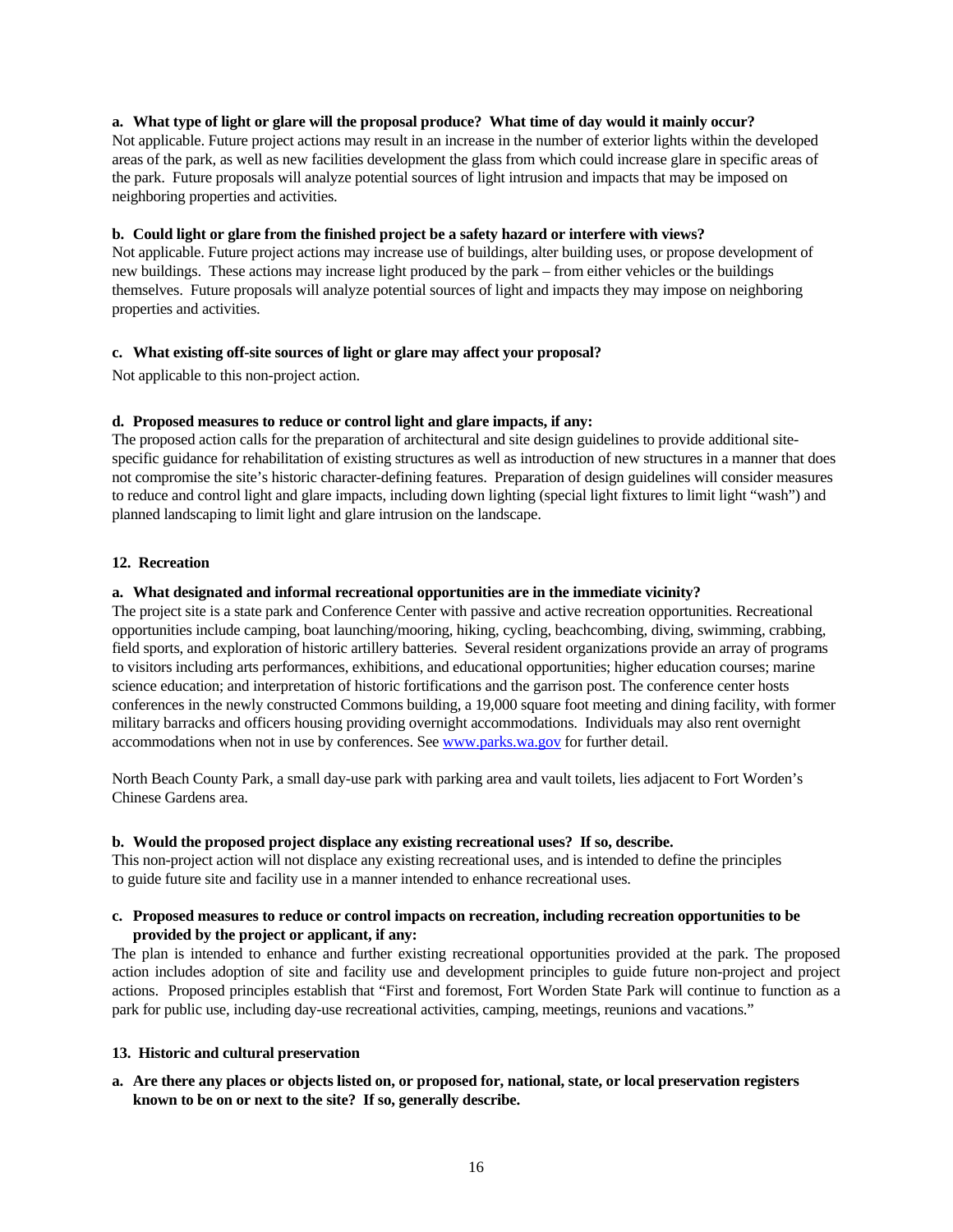**a. What type of light or glare will the proposal produce? What time of day would it mainly occur?**

Not applicable. Future project actions may result in an increase in the number of exterior lights within the developed areas of the park, as well as new facilities development the glass from which could increase glare in specific areas of the park. Future proposals will analyze potential sources of light intrusion and impacts that may be imposed on neighboring properties and activities.

**b. Could light or glare from the finished project be a safety hazard or interfere with views?**

Not applicable. Future project actions may increase use of buildings, alter building uses, or propose development of new buildings. These actions may increase light produced by the park – from either vehicles or the buildings themselves. Future proposals will analyze potential sources of light and impacts they may impose on neighboring properties and activities.

**c. What existing off-site sources of light or glare may affect your proposal?**

Not applicable to this non-project action.

**d. Proposed measures to reduce or control light and glare impacts, if any:**

The proposed action calls for the preparation of architectural and site design guidelines to provide additional site-specific guidance for rehabilitation of existing structures as well as introduction of new structures in a manner that does not compromise the site's historic character-defining features. Preparation of design guidelines will consider measures to reduce and control light and glare impacts, including down lighting (special light fixtures to limit light "wash") and planned landscaping to limit light and glare intrusion on the landscape.

**12. Recreation**

**a. What designated and informal recreational opportunities are in the immediate vicinity?**

The project site is a state park and Conference Center with passive and active recreation opportunities. Recreational opportunities include camping, boat launching/mooring, hiking, cycling, beachcombing, diving, swimming, crabbing, field sports, and exploration of historic artillery batteries. Several resident organizations provide an array of programs to visitors including arts performances, exhibitions, and educational opportunities; higher education courses; marine science education; and interpretation of historic fortifications and the garrison post. The conference center hosts conferences in the newly constructed Commons building, a 19,000 square foot meeting and dining facility, with former military barracks and officers housing providing overnight accommodations. Individuals may also rent overnight accommodations when not in use by conferences. See www.parks.wa.gov for further detail.

North Beach County Park, a small day-use park with parking area and vault toilets, lies adjacent to Fort Worden's Chinese Gardens area.

**b. Would the proposed project displace any existing recreational uses? If so, describe.**

This non-project action will not displace any existing recreational uses, and is intended to define the principles to guide future site and facility use in a manner intended to enhance recreational uses.

**c. Proposed measures to reduce or control impacts on recreation, including recreation opportunities to be provided by the project or applicant, if any:**

The plan is intended to enhance and further existing recreational opportunities provided at the park. The proposed action includes adoption of site and facility use and development principles to guide future non-project and project actions. Proposed principles establish that "First and foremost, Fort Worden State Park will continue to function as a park for public use, including day-use recreational activities, camping, meetings, reunions and vacations."

**13. Historic and cultural preservation**

**a. Are there any places or objects listed on, or proposed for, national, state, or local preservation registers known to be on or next to the site? If so, generally describe.**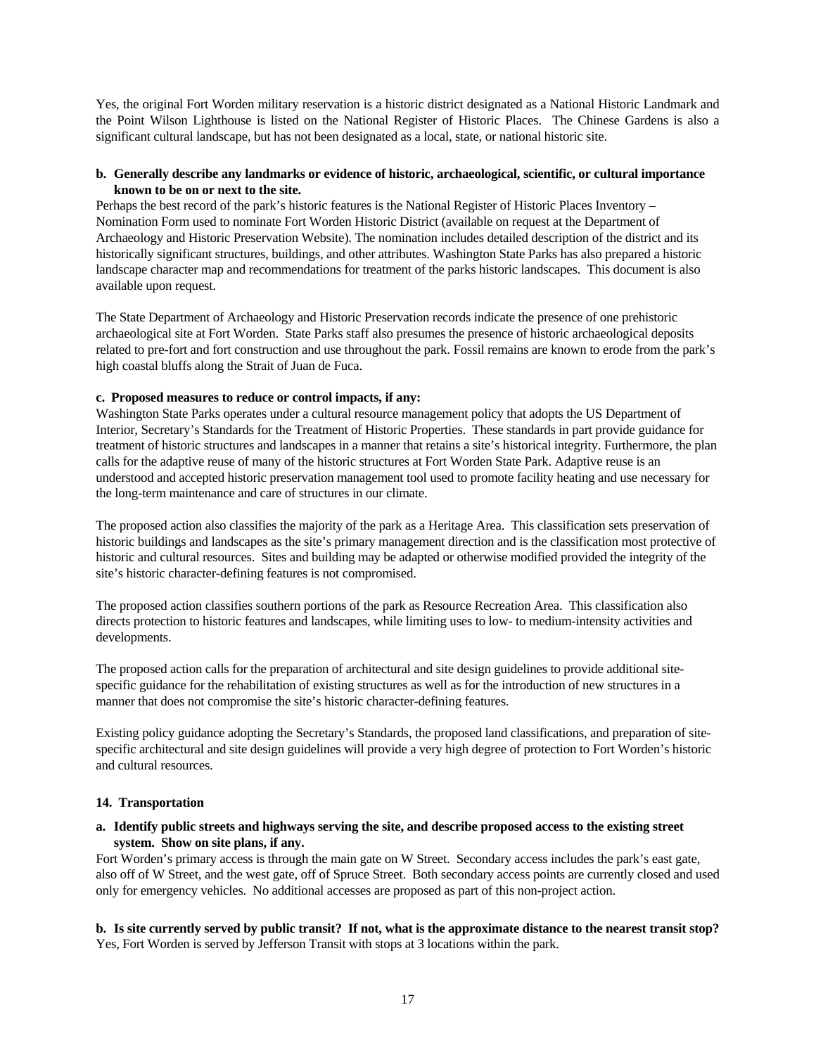Yes, the original Fort Worden military reservation is a historic district designated as a National Historic Landmark and the Point Wilson Lighthouse is listed on the National Register of Historic Places. The Chinese Gardens is also a significant cultural landscape, but has not been designated as a local, state, or national historic site.

**b. Generally describe any landmarks or evidence of historic, archaeological, scientific, or cultural importance known to be on or next to the site.**

Perhaps the best record of the park's historic features is the National Register of Historic Places Inventory – Nomination Form used to nominate Fort Worden Historic District (available on request at the Department of Archaeology and Historic Preservation Website). The nomination includes detailed description of the district and its historically significant structures, buildings, and other attributes. Washington State Parks has also prepared a historic landscape character map and recommendations for treatment of the parks historic landscapes. This document is also available upon request.

The State Department of Archaeology and Historic Preservation records indicate the presence of one prehistoric archaeological site at Fort Worden. State Parks staff also presumes the presence of historic archaeological deposits related to pre-fort and fort construction and use throughout the park. Fossil remains are known to erode from the park's high coastal bluffs along the Strait of Juan de Fuca.

**c. Proposed measures to reduce or control impacts, if any:**

Washington State Parks operates under a cultural resource management policy that adopts the US Department of Interior, Secretary's Standards for the Treatment of Historic Properties. These standards in part provide guidance for treatment of historic structures and landscapes in a manner that retains a site's historical integrity. Furthermore, the plan calls for the adaptive reuse of many of the historic structures at Fort Worden State Park. Adaptive reuse is an understood and accepted historic preservation management tool used to promote facility heating and use necessary for the long-term maintenance and care of structures in our climate.

The proposed action also classifies the majority of the park as a Heritage Area. This classification sets preservation of historic buildings and landscapes as the site's primary management direction and is the classification most protective of historic and cultural resources. Sites and building may be adapted or otherwise modified provided the integrity of the site's historic character-defining features is not compromised.

The proposed action classifies southern portions of the park as Resource Recreation Area. This classification also directs protection to historic features and landscapes, while limiting uses to low- to medium-intensity activities and developments.

The proposed action calls for the preparation of architectural and site design guidelines to provide additional site-specific guidance for the rehabilitation of existing structures as well as for the introduction of new structures in a manner that does not compromise the site's historic character-defining features.

Existing policy guidance adopting the Secretary's Standards, the proposed land classifications, and preparation of site-specific architectural and site design guidelines will provide a very high degree of protection to Fort Worden's historic and cultural resources.

**14. Transportation**

**a. Identify public streets and highways serving the site, and describe proposed access to the existing street system. Show on site plans, if any.**

Fort Worden's primary access is through the main gate on W Street. Secondary access includes the park's east gate, also off of W Street, and the west gate, off of Spruce Street. Both secondary access points are currently closed and used only for emergency vehicles. No additional accesses are proposed as part of this non-project action.

**b. Is site currently served by public transit? If not, what is the approximate distance to the nearest transit stop?**

Yes, Fort Worden is served by Jefferson Transit with stops at 3 locations within the park.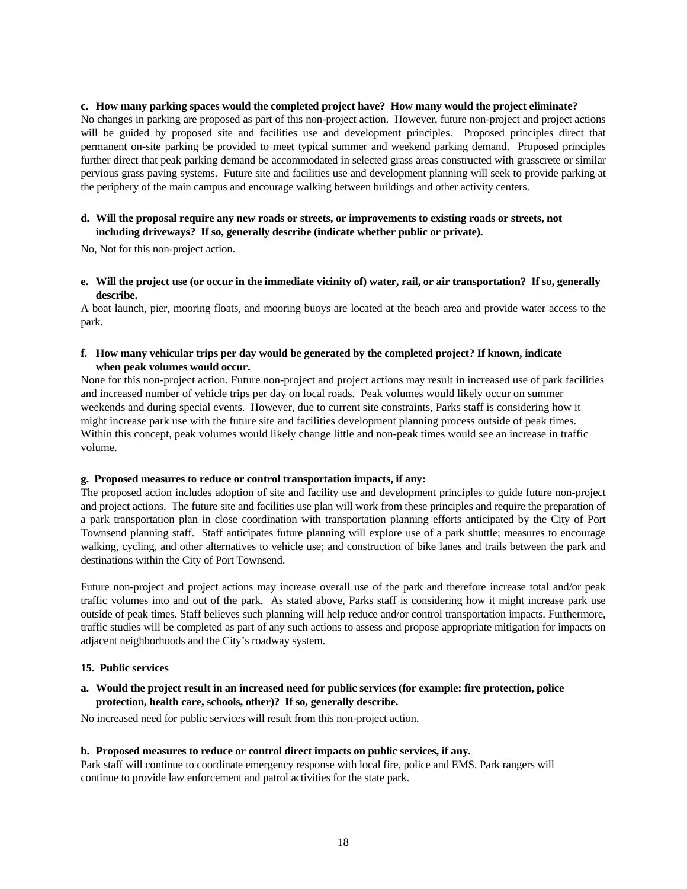**c. How many parking spaces would the completed project have? How many would the project eliminate?**

No changes in parking are proposed as part of this non-project action. However, future non-project and project actions will be guided by proposed site and facilities use and development principles. Proposed principles direct that permanent on-site parking be provided to meet typical summer and weekend parking demand. Proposed principles further direct that peak parking demand be accommodated in selected grass areas constructed with grasscrete or similar pervious grass paving systems. Future site and facilities use and development planning will seek to provide parking at the periphery of the main campus and encourage walking between buildings and other activity centers.

**d. Will the proposal require any new roads or streets, or improvements to existing roads or streets, not including driveways? If so, generally describe (indicate whether public or private).**

No, Not for this non-project action.

**e. Will the project use (or occur in the immediate vicinity of) water, rail, or air transportation? If so, generally describe.**

A boat launch, pier, mooring floats, and mooring buoys are located at the beach area and provide water access to the park.

**f. How many vehicular trips per day would be generated by the completed project? If known, indicate when peak volumes would occur.**

None for this non-project action. Future non-project and project actions may result in increased use of park facilities and increased number of vehicle trips per day on local roads. Peak volumes would likely occur on summer weekends and during special events. However, due to current site constraints, Parks staff is considering how it might increase park use with the future site and facilities development planning process outside of peak times. Within this concept, peak volumes would likely change little and non-peak times would see an increase in traffic volume.

**g. Proposed measures to reduce or control transportation impacts, if any:**

The proposed action includes adoption of site and facility use and development principles to guide future non-project and project actions. The future site and facilities use plan will work from these principles and require the preparation of a park transportation plan in close coordination with transportation planning efforts anticipated by the City of Port Townsend planning staff. Staff anticipates future planning will explore use of a park shuttle; measures to encourage walking, cycling, and other alternatives to vehicle use; and construction of bike lanes and trails between the park and destinations within the City of Port Townsend.

Future non-project and project actions may increase overall use of the park and therefore increase total and/or peak traffic volumes into and out of the park. As stated above, Parks staff is considering how it might increase park use outside of peak times. Staff believes such planning will help reduce and/or control transportation impacts. Furthermore, traffic studies will be completed as part of any such actions to assess and propose appropriate mitigation for impacts on adjacent neighborhoods and the City's roadway system.

**15. Public services**

**a. Would the project result in an increased need for public services (for example: fire protection, police protection, health care, schools, other)? If so, generally describe.**

No increased need for public services will result from this non-project action.

**b. Proposed measures to reduce or control direct impacts on public services, if any.**

Park staff will continue to coordinate emergency response with local fire, police and EMS. Park rangers will continue to provide law enforcement and patrol activities for the state park.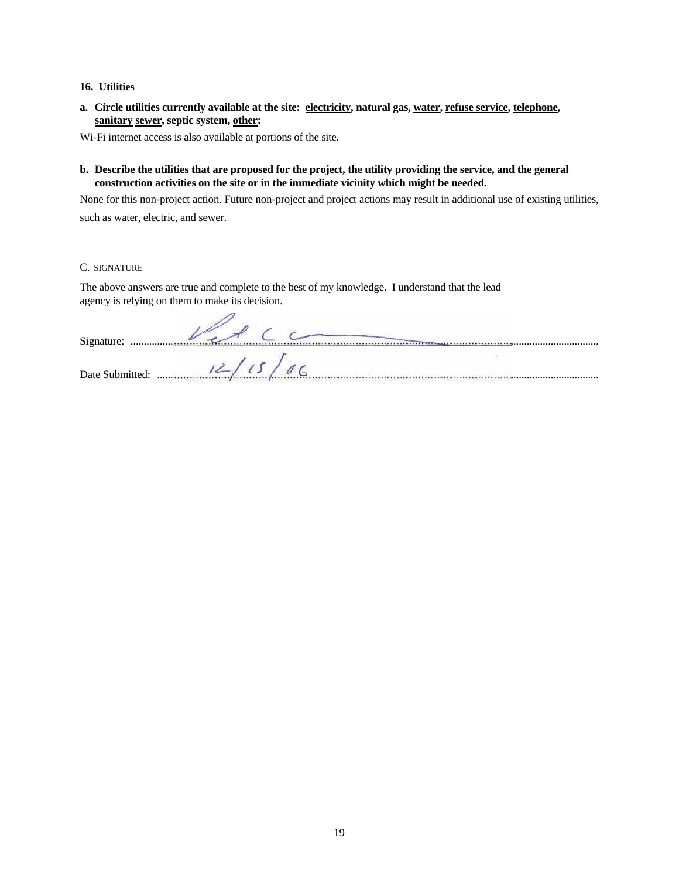**16. Utilities**

**a. Circle utilities currently available at the site: <u>electricity</u>, natural gas, <u>water</u>, <u>refuse service</u>, <u>telephone</u>, <u>sanitary sewer</u>, septic system, <u>other</u>:**

Wi-Fi internet access is also available at portions of the site.

**b. Describe the utilities that are proposed for the project, the utility providing the service, and the general construction activities on the site or in the immediate vicinity which might be needed.**

None for this non-project action. Future non-project and project actions may result in additional use of existing utilities, such as water, electric, and sewer.

C. SIGNATURE

The above answers are true and complete to the best of my knowledge. I understand that the lead agency is relying on them to make its decision.

Signature: ................[signature]................

Date Submitted: ................12/15/06................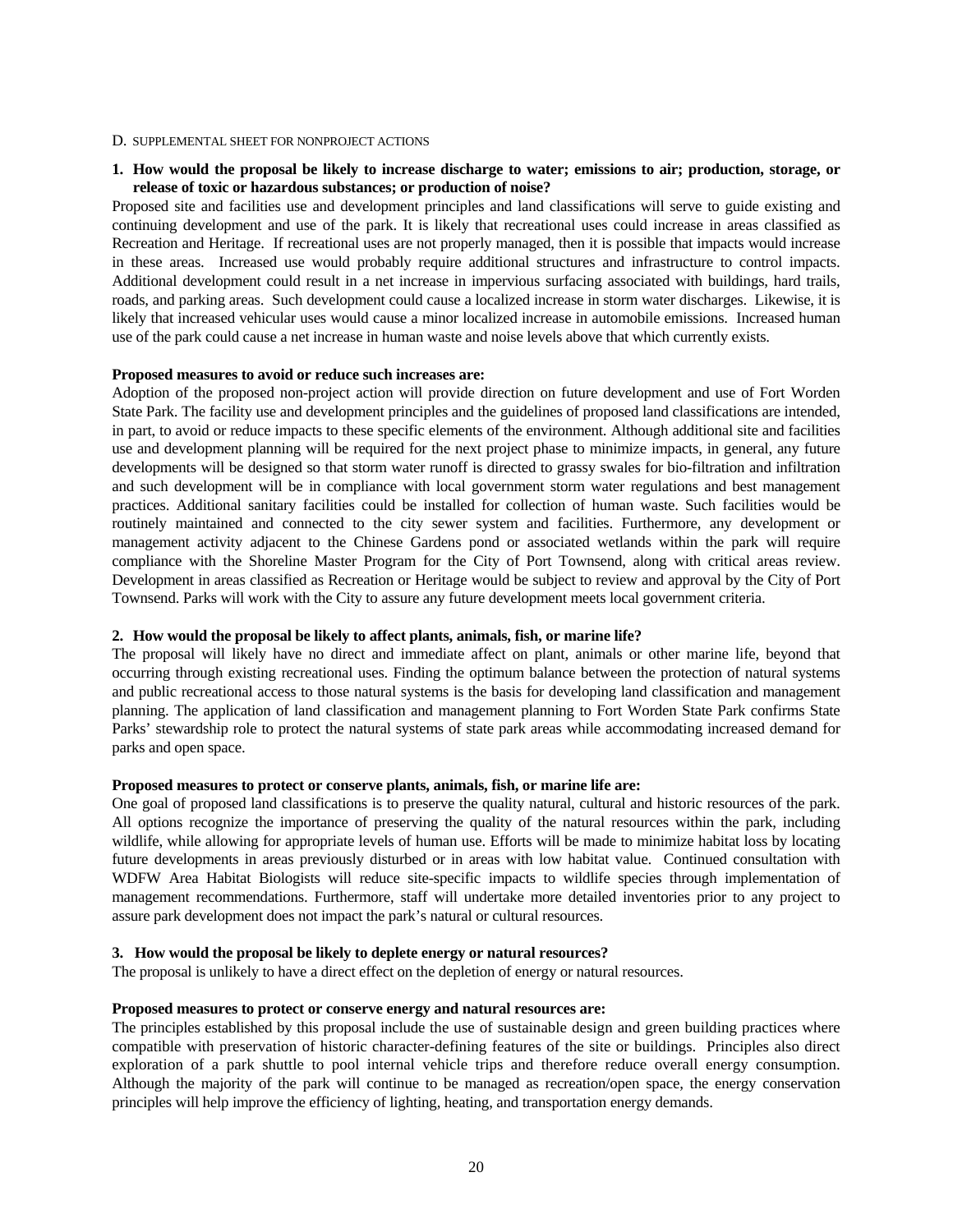D. SUPPLEMENTAL SHEET FOR NONPROJECT ACTIONS

**1. How would the proposal be likely to increase discharge to water; emissions to air; production, storage, or release of toxic or hazardous substances; or production of noise?**

Proposed site and facilities use and development principles and land classifications will serve to guide existing and continuing development and use of the park. It is likely that recreational uses could increase in areas classified as Recreation and Heritage. If recreational uses are not properly managed, then it is possible that impacts would increase in these areas. Increased use would probably require additional structures and infrastructure to control impacts. Additional development could result in a net increase in impervious surfacing associated with buildings, hard trails, roads, and parking areas. Such development could cause a localized increase in storm water discharges. Likewise, it is likely that increased vehicular uses would cause a minor localized increase in automobile emissions. Increased human use of the park could cause a net increase in human waste and noise levels above that which currently exists.

**Proposed measures to avoid or reduce such increases are:**

Adoption of the proposed non-project action will provide direction on future development and use of Fort Worden State Park. The facility use and development principles and the guidelines of proposed land classifications are intended, in part, to avoid or reduce impacts to these specific elements of the environment. Although additional site and facilities use and development planning will be required for the next project phase to minimize impacts, in general, any future developments will be designed so that storm water runoff is directed to grassy swales for bio-filtration and infiltration and such development will be in compliance with local government storm water regulations and best management practices. Additional sanitary facilities could be installed for collection of human waste. Such facilities would be routinely maintained and connected to the city sewer system and facilities. Furthermore, any development or management activity adjacent to the Chinese Gardens pond or associated wetlands within the park will require compliance with the Shoreline Master Program for the City of Port Townsend, along with critical areas review. Development in areas classified as Recreation or Heritage would be subject to review and approval by the City of Port Townsend. Parks will work with the City to assure any future development meets local government criteria.

**2. How would the proposal be likely to affect plants, animals, fish, or marine life?**

The proposal will likely have no direct and immediate affect on plant, animals or other marine life, beyond that occurring through existing recreational uses. Finding the optimum balance between the protection of natural systems and public recreational access to those natural systems is the basis for developing land classification and management planning. The application of land classification and management planning to Fort Worden State Park confirms State Parks' stewardship role to protect the natural systems of state park areas while accommodating increased demand for parks and open space.

**Proposed measures to protect or conserve plants, animals, fish, or marine life are:**

One goal of proposed land classifications is to preserve the quality natural, cultural and historic resources of the park. All options recognize the importance of preserving the quality of the natural resources within the park, including wildlife, while allowing for appropriate levels of human use. Efforts will be made to minimize habitat loss by locating future developments in areas previously disturbed or in areas with low habitat value. Continued consultation with WDFW Area Habitat Biologists will reduce site-specific impacts to wildlife species through implementation of management recommendations. Furthermore, staff will undertake more detailed inventories prior to any project to assure park development does not impact the park's natural or cultural resources.

**3. How would the proposal be likely to deplete energy or natural resources?**

The proposal is unlikely to have a direct effect on the depletion of energy or natural resources.

**Proposed measures to protect or conserve energy and natural resources are:**

The principles established by this proposal include the use of sustainable design and green building practices where compatible with preservation of historic character-defining features of the site or buildings. Principles also direct exploration of a park shuttle to pool internal vehicle trips and therefore reduce overall energy consumption. Although the majority of the park will continue to be managed as recreation/open space, the energy conservation principles will help improve the efficiency of lighting, heating, and transportation energy demands.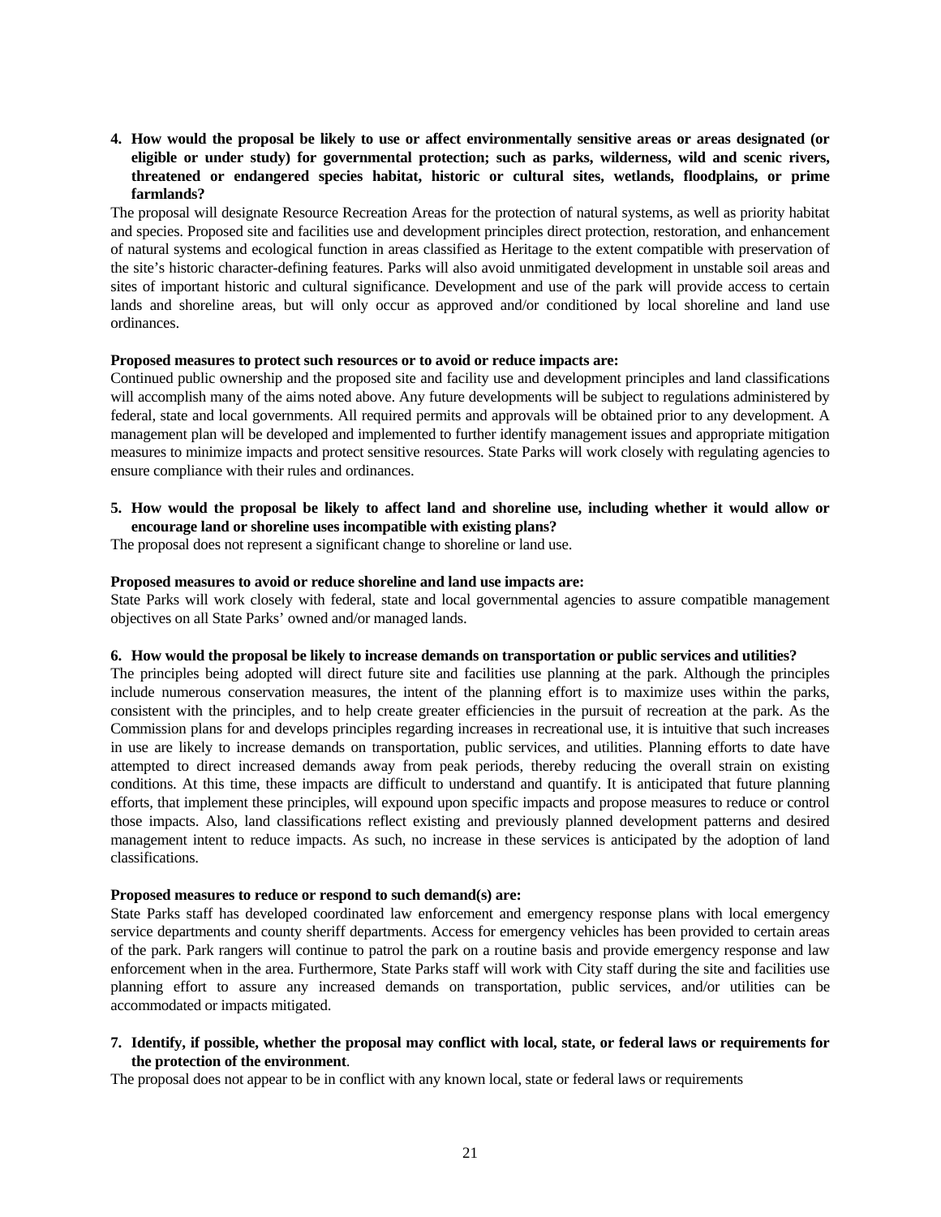**4. How would the proposal be likely to use or affect environmentally sensitive areas or areas designated (or eligible or under study) for governmental protection; such as parks, wilderness, wild and scenic rivers, threatened or endangered species habitat, historic or cultural sites, wetlands, floodplains, or prime farmlands?**

The proposal will designate Resource Recreation Areas for the protection of natural systems, as well as priority habitat and species. Proposed site and facilities use and development principles direct protection, restoration, and enhancement of natural systems and ecological function in areas classified as Heritage to the extent compatible with preservation of the site's historic character-defining features. Parks will also avoid unmitigated development in unstable soil areas and sites of important historic and cultural significance. Development and use of the park will provide access to certain lands and shoreline areas, but will only occur as approved and/or conditioned by local shoreline and land use ordinances.

**Proposed measures to protect such resources or to avoid or reduce impacts are:**

Continued public ownership and the proposed site and facility use and development principles and land classifications will accomplish many of the aims noted above. Any future developments will be subject to regulations administered by federal, state and local governments. All required permits and approvals will be obtained prior to any development. A management plan will be developed and implemented to further identify management issues and appropriate mitigation measures to minimize impacts and protect sensitive resources. State Parks will work closely with regulating agencies to ensure compliance with their rules and ordinances.

**5. How would the proposal be likely to affect land and shoreline use, including whether it would allow or encourage land or shoreline uses incompatible with existing plans?**

The proposal does not represent a significant change to shoreline or land use.

**Proposed measures to avoid or reduce shoreline and land use impacts are:**

State Parks will work closely with federal, state and local governmental agencies to assure compatible management objectives on all State Parks' owned and/or managed lands.

**6. How would the proposal be likely to increase demands on transportation or public services and utilities?**

The principles being adopted will direct future site and facilities use planning at the park. Although the principles include numerous conservation measures, the intent of the planning effort is to maximize uses within the parks, consistent with the principles, and to help create greater efficiencies in the pursuit of recreation at the park. As the Commission plans for and develops principles regarding increases in recreational use, it is intuitive that such increases in use are likely to increase demands on transportation, public services, and utilities. Planning efforts to date have attempted to direct increased demands away from peak periods, thereby reducing the overall strain on existing conditions. At this time, these impacts are difficult to understand and quantify. It is anticipated that future planning efforts, that implement these principles, will expound upon specific impacts and propose measures to reduce or control those impacts. Also, land classifications reflect existing and previously planned development patterns and desired management intent to reduce impacts. As such, no increase in these services is anticipated by the adoption of land classifications.

**Proposed measures to reduce or respond to such demand(s) are:**

State Parks staff has developed coordinated law enforcement and emergency response plans with local emergency service departments and county sheriff departments. Access for emergency vehicles has been provided to certain areas of the park. Park rangers will continue to patrol the park on a routine basis and provide emergency response and law enforcement when in the area. Furthermore, State Parks staff will work with City staff during the site and facilities use planning effort to assure any increased demands on transportation, public services, and/or utilities can be accommodated or impacts mitigated.

**7. Identify, if possible, whether the proposal may conflict with local, state, or federal laws or requirements for the protection of the environment**.

The proposal does not appear to be in conflict with any known local, state or federal laws or requirements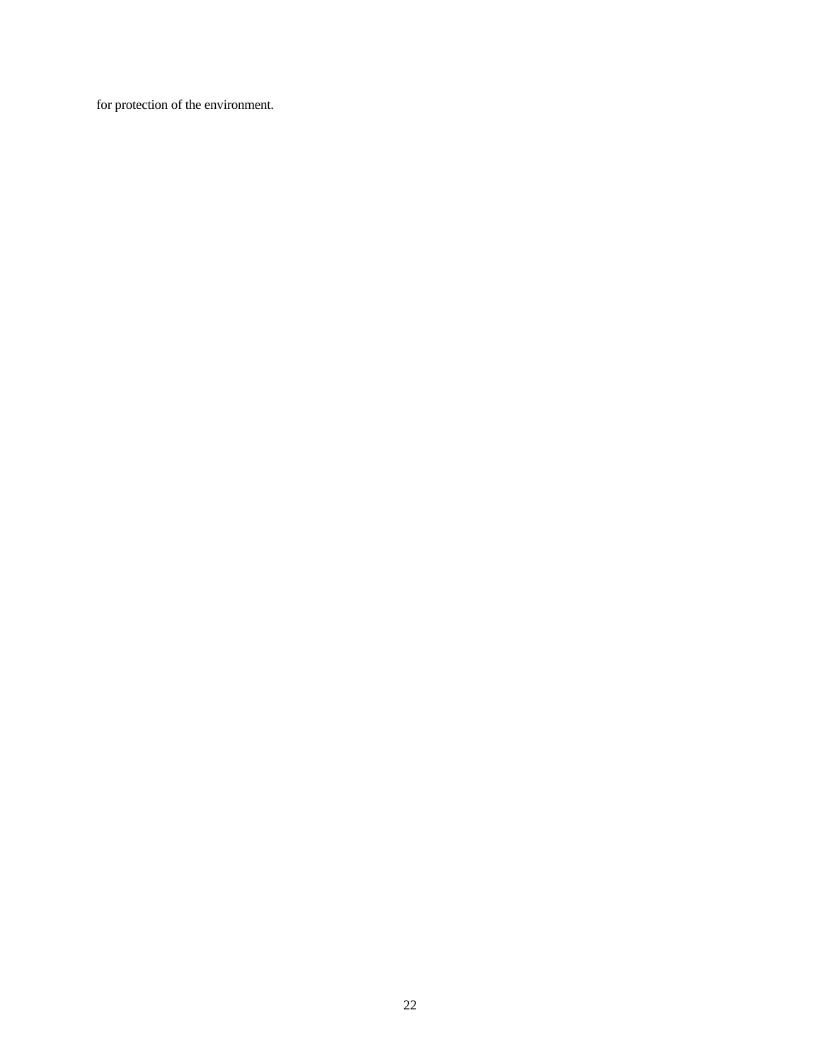for protection of the environment.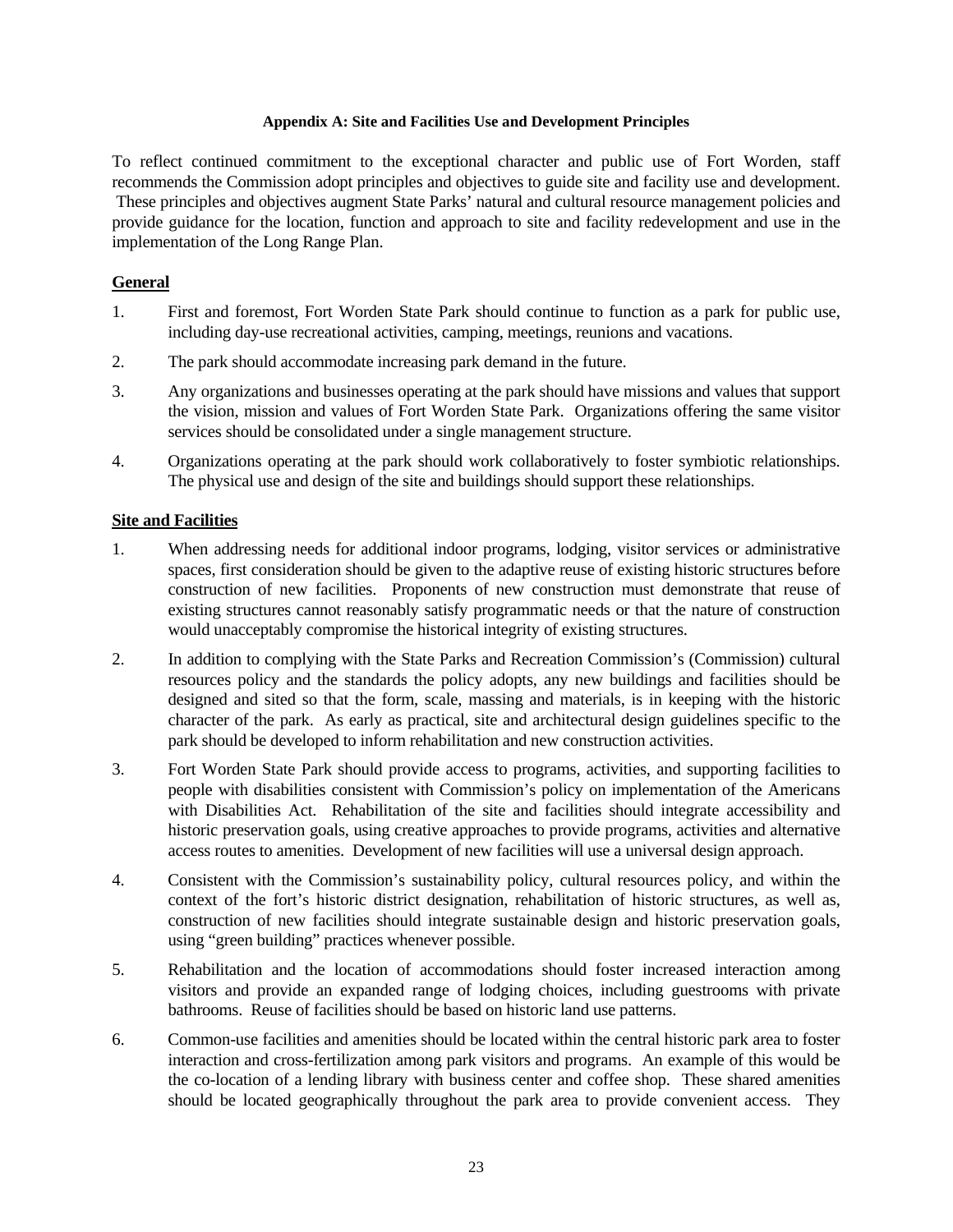**Appendix A: Site and Facilities Use and Development Principles**

To reflect continued commitment to the exceptional character and public use of Fort Worden, staff recommends the Commission adopt principles and objectives to guide site and facility use and development. These principles and objectives augment State Parks' natural and cultural resource management policies and provide guidance for the location, function and approach to site and facility redevelopment and use in the implementation of the Long Range Plan.

## General

1. First and foremost, Fort Worden State Park should continue to function as a park for public use, including day-use recreational activities, camping, meetings, reunions and vacations.

2. The park should accommodate increasing park demand in the future.

3. Any organizations and businesses operating at the park should have missions and values that support the vision, mission and values of Fort Worden State Park. Organizations offering the same visitor services should be consolidated under a single management structure.

4. Organizations operating at the park should work collaboratively to foster symbiotic relationships. The physical use and design of the site and buildings should support these relationships.

## Site and Facilities

1. When addressing needs for additional indoor programs, lodging, visitor services or administrative spaces, first consideration should be given to the adaptive reuse of existing historic structures before construction of new facilities. Proponents of new construction must demonstrate that reuse of existing structures cannot reasonably satisfy programmatic needs or that the nature of construction would unacceptably compromise the historical integrity of existing structures.

2. In addition to complying with the State Parks and Recreation Commission's (Commission) cultural resources policy and the standards the policy adopts, any new buildings and facilities should be designed and sited so that the form, scale, massing and materials, is in keeping with the historic character of the park. As early as practical, site and architectural design guidelines specific to the park should be developed to inform rehabilitation and new construction activities.

3. Fort Worden State Park should provide access to programs, activities, and supporting facilities to people with disabilities consistent with Commission's policy on implementation of the Americans with Disabilities Act. Rehabilitation of the site and facilities should integrate accessibility and historic preservation goals, using creative approaches to provide programs, activities and alternative access routes to amenities. Development of new facilities will use a universal design approach.

4. Consistent with the Commission's sustainability policy, cultural resources policy, and within the context of the fort's historic district designation, rehabilitation of historic structures, as well as, construction of new facilities should integrate sustainable design and historic preservation goals, using "green building" practices whenever possible.

5. Rehabilitation and the location of accommodations should foster increased interaction among visitors and provide an expanded range of lodging choices, including guestrooms with private bathrooms. Reuse of facilities should be based on historic land use patterns.

6. Common-use facilities and amenities should be located within the central historic park area to foster interaction and cross-fertilization among park visitors and programs. An example of this would be the co-location of a lending library with business center and coffee shop. These shared amenities should be located geographically throughout the park area to provide convenient access. They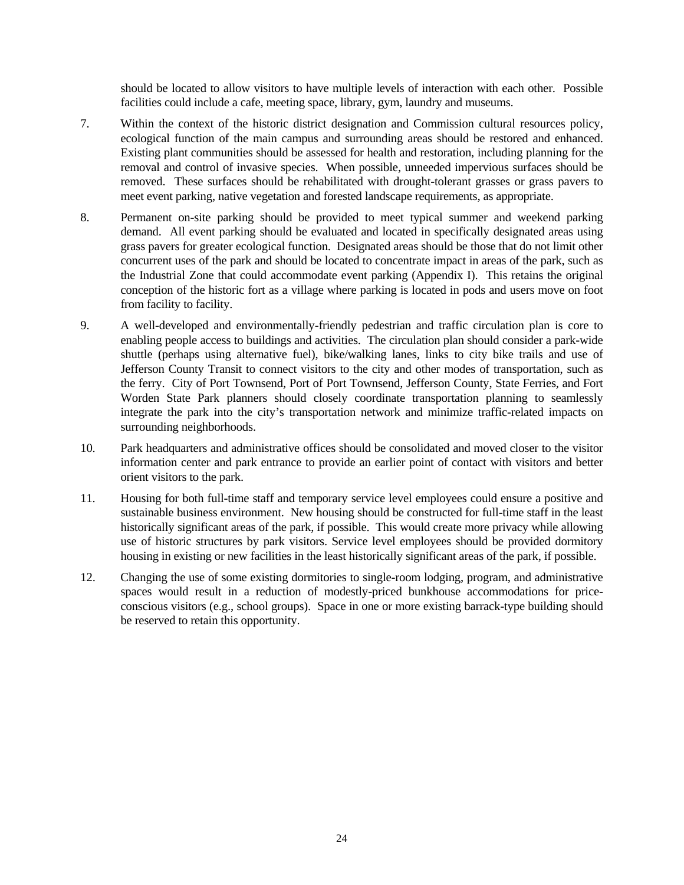should be located to allow visitors to have multiple levels of interaction with each other. Possible facilities could include a cafe, meeting space, library, gym, laundry and museums.

7. Within the context of the historic district designation and Commission cultural resources policy, ecological function of the main campus and surrounding areas should be restored and enhanced. Existing plant communities should be assessed for health and restoration, including planning for the removal and control of invasive species. When possible, unneeded impervious surfaces should be removed. These surfaces should be rehabilitated with drought-tolerant grasses or grass pavers to meet event parking, native vegetation and forested landscape requirements, as appropriate.

8. Permanent on-site parking should be provided to meet typical summer and weekend parking demand. All event parking should be evaluated and located in specifically designated areas using grass pavers for greater ecological function. Designated areas should be those that do not limit other concurrent uses of the park and should be located to concentrate impact in areas of the park, such as the Industrial Zone that could accommodate event parking (Appendix I). This retains the original conception of the historic fort as a village where parking is located in pods and users move on foot from facility to facility.

9. A well-developed and environmentally-friendly pedestrian and traffic circulation plan is core to enabling people access to buildings and activities. The circulation plan should consider a park-wide shuttle (perhaps using alternative fuel), bike/walking lanes, links to city bike trails and use of Jefferson County Transit to connect visitors to the city and other modes of transportation, such as the ferry. City of Port Townsend, Port of Port Townsend, Jefferson County, State Ferries, and Fort Worden State Park planners should closely coordinate transportation planning to seamlessly integrate the park into the city's transportation network and minimize traffic-related impacts on surrounding neighborhoods.

10. Park headquarters and administrative offices should be consolidated and moved closer to the visitor information center and park entrance to provide an earlier point of contact with visitors and better orient visitors to the park.

11. Housing for both full-time staff and temporary service level employees could ensure a positive and sustainable business environment. New housing should be constructed for full-time staff in the least historically significant areas of the park, if possible. This would create more privacy while allowing use of historic structures by park visitors. Service level employees should be provided dormitory housing in existing or new facilities in the least historically significant areas of the park, if possible.

12. Changing the use of some existing dormitories to single-room lodging, program, and administrative spaces would result in a reduction of modestly-priced bunkhouse accommodations for price-conscious visitors (e.g., school groups). Space in one or more existing barrack-type building should be reserved to retain this opportunity.